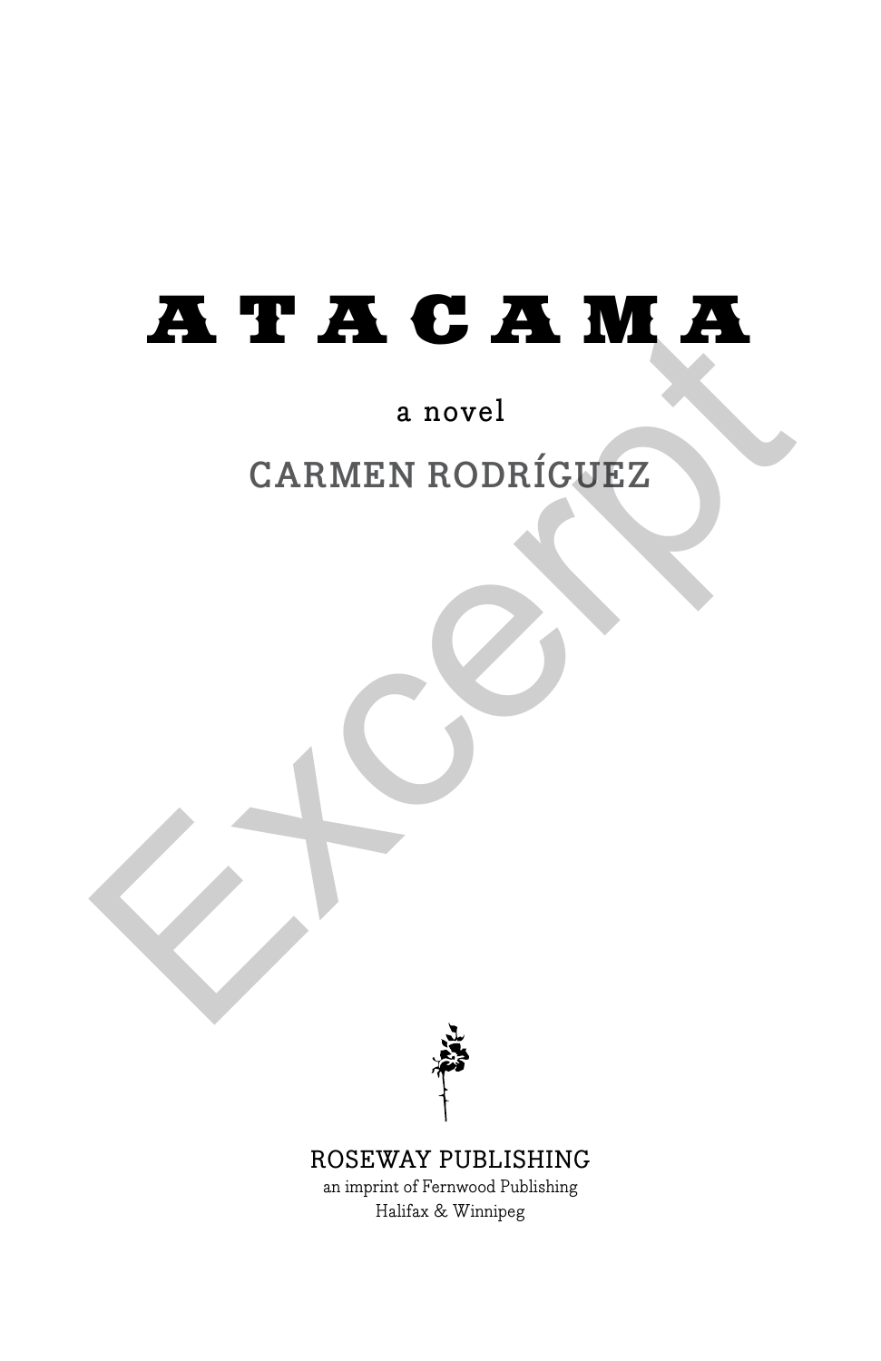# ATACAMA

a novel

CARMEN RODRÍGUEZ

ROSEWAY PUBLISHING
an imprint of Fernwood Publishing
Halifax & Winnipeg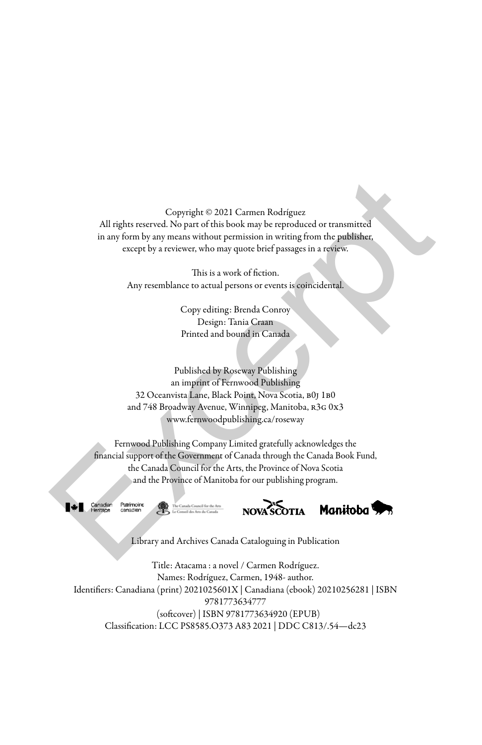Copyright © 2021 Carmen Rodríguez
All rights reserved. No part of this book may be reproduced or transmitted in any form by any means without permission in writing from the publisher, except by a reviewer, who may quote brief passages in a review.

This is a work of fiction.
Any resemblance to actual persons or events is coincidental.

Copy editing: Brenda Conroy
Design: Tania Craan
Printed and bound in Canada

Published by Roseway Publishing
an imprint of Fernwood Publishing
32 Oceanvista Lane, Black Point, Nova Scotia, B0J 1B0
and 748 Broadway Avenue, Winnipeg, Manitoba, R3G 0X3
www.fernwoodpublishing.ca/roseway

Fernwood Publishing Company Limited gratefully acknowledges the financial support of the Government of Canada through the Canada Book Fund, the Canada Council for the Arts, the Province of Nova Scotia and the Province of Manitoba for our publishing program.

Library and Archives Canada Cataloguing in Publication

Title: Atacama : a novel / Carmen Rodríguez.
Names: Rodríguez, Carmen, 1948- author.
Identifiers: Canadiana (print) 2021025601X | Canadiana (ebook) 20210256281 | ISBN 9781773634777 (softcover) | ISBN 9781773634920 (EPUB)
Classification: LCC PS8585.O373 A83 2021 | DDC C813/.54—dc23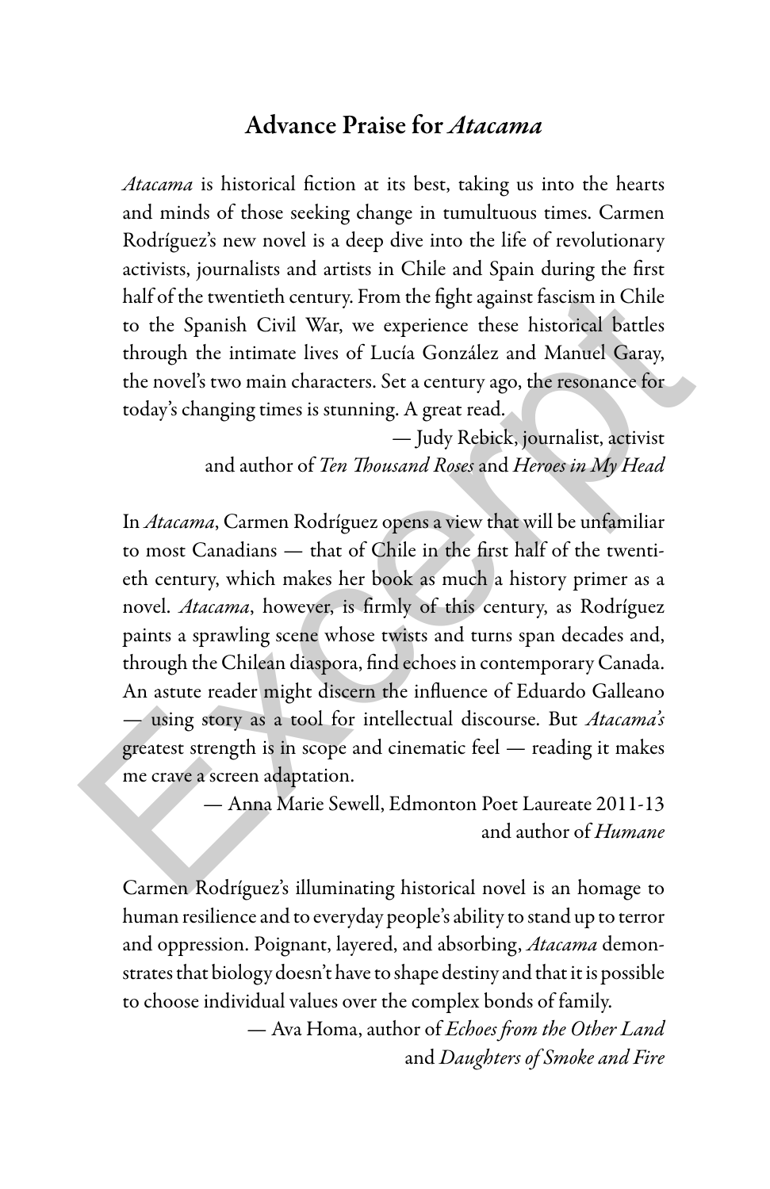## Advance Praise for *Atacama*

*Atacama* is historical fiction at its best, taking us into the hearts and minds of those seeking change in tumultuous times. Carmen Rodríguez's new novel is a deep dive into the life of revolutionary activists, journalists and artists in Chile and Spain during the first half of the twentieth century. From the fight against fascism in Chile to the Spanish Civil War, we experience these historical battles through the intimate lives of Lucía González and Manuel Garay, the novel's two main characters. Set a century ago, the resonance for today's changing times is stunning. A great read.

— Judy Rebick, journalist, activist
and author of *Ten Thousand Roses* and *Heroes in My Head*

In *Atacama*, Carmen Rodríguez opens a view that will be unfamiliar to most Canadians — that of Chile in the first half of the twentieth century, which makes her book as much a history primer as a novel. *Atacama*, however, is firmly of this century, as Rodríguez paints a sprawling scene whose twists and turns span decades and, through the Chilean diaspora, find echoes in contemporary Canada. An astute reader might discern the influence of Eduardo Galleano — using story as a tool for intellectual discourse. But *Atacama's* greatest strength is in scope and cinematic feel — reading it makes me crave a screen adaptation.

— Anna Marie Sewell, Edmonton Poet Laureate 2011-13
and author of *Humane*

Carmen Rodríguez's illuminating historical novel is an homage to human resilience and to everyday people's ability to stand up to terror and oppression. Poignant, layered, and absorbing, *Atacama* demonstrates that biology doesn't have to shape destiny and that it is possible to choose individual values over the complex bonds of family.

— Ava Homa, author of *Echoes from the Other Land*
and *Daughters of Smoke and Fire*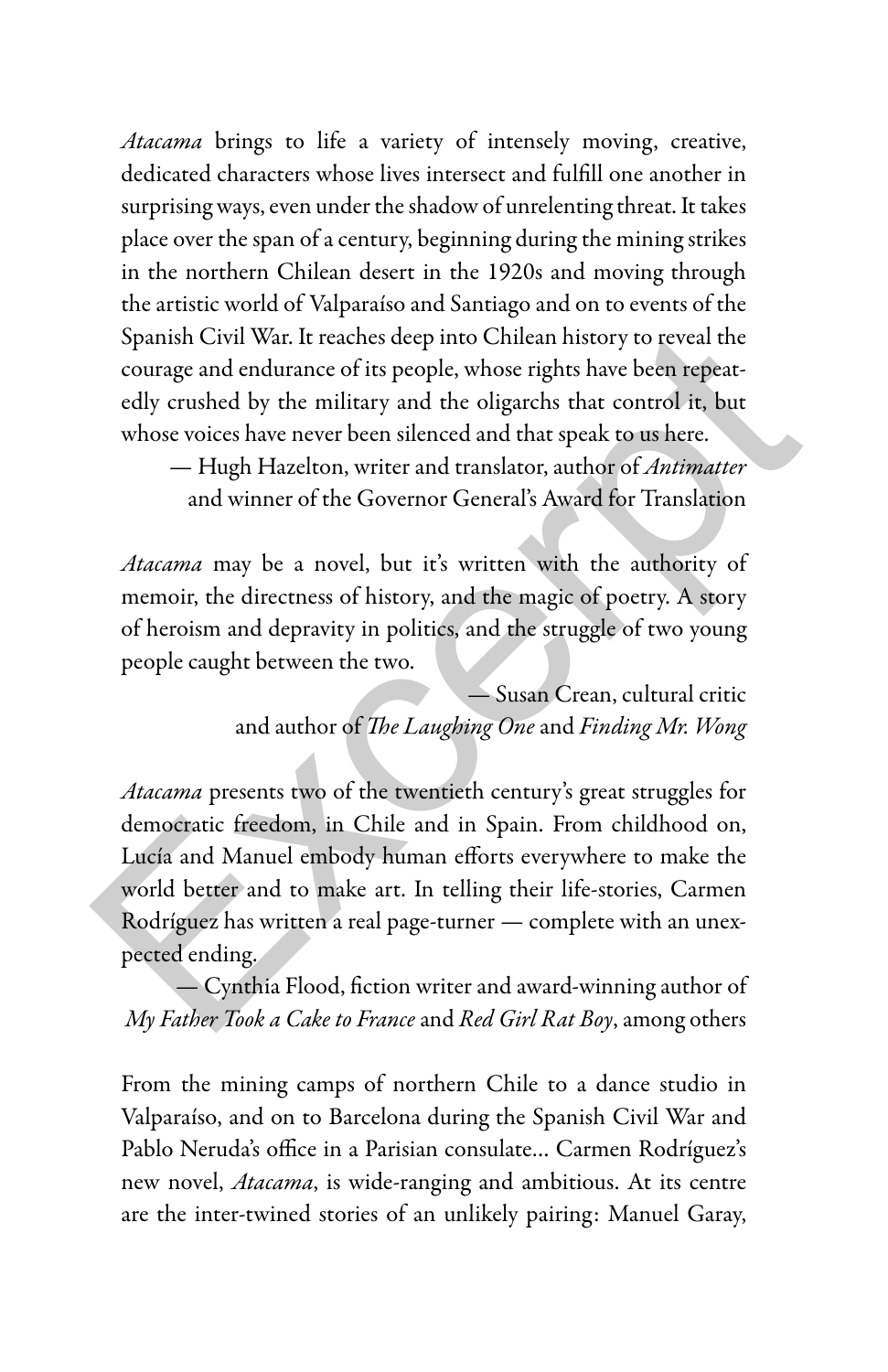*Atacama* brings to life a variety of intensely moving, creative, dedicated characters whose lives intersect and fulfill one another in surprising ways, even under the shadow of unrelenting threat. It takes place over the span of a century, beginning during the mining strikes in the northern Chilean desert in the 1920s and moving through the artistic world of Valparaíso and Santiago and on to events of the Spanish Civil War. It reaches deep into Chilean history to reveal the courage and endurance of its people, whose rights have been repeatedly crushed by the military and the oligarchs that control it, but whose voices have never been silenced and that speak to us here.

— Hugh Hazelton, writer and translator, author of *Antimatter* and winner of the Governor General's Award for Translation

*Atacama* may be a novel, but it's written with the authority of memoir, the directness of history, and the magic of poetry. A story of heroism and depravity in politics, and the struggle of two young people caught between the two.

— Susan Crean, cultural critic and author of *The Laughing One* and *Finding Mr. Wong*

*Atacama* presents two of the twentieth century's great struggles for democratic freedom, in Chile and in Spain. From childhood on, Lucía and Manuel embody human efforts everywhere to make the world better and to make art. In telling their life-stories, Carmen Rodríguez has written a real page-turner — complete with an unexpected ending.

— Cynthia Flood, fiction writer and award-winning author of *My Father Took a Cake to France* and *Red Girl Rat Boy*, among others

From the mining camps of northern Chile to a dance studio in Valparaíso, and on to Barcelona during the Spanish Civil War and Pablo Neruda's office in a Parisian consulate... Carmen Rodríguez's new novel, *Atacama*, is wide-ranging and ambitious. At its centre are the inter-twined stories of an unlikely pairing: Manuel Garay,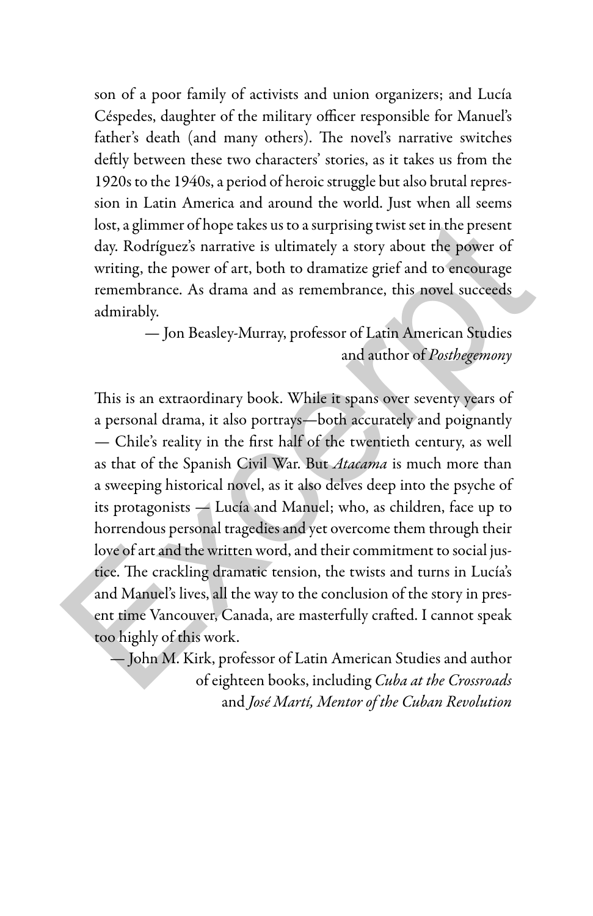son of a poor family of activists and union organizers; and Lucía Céspedes, daughter of the military officer responsible for Manuel's father's death (and many others). The novel's narrative switches deftly between these two characters' stories, as it takes us from the 1920s to the 1940s, a period of heroic struggle but also brutal repression in Latin America and around the world. Just when all seems lost, a glimmer of hope takes us to a surprising twist set in the present day. Rodríguez's narrative is ultimately a story about the power of writing, the power of art, both to dramatize grief and to encourage remembrance. As drama and as remembrance, this novel succeeds admirably.

— Jon Beasley-Murray, professor of Latin American Studies and author of *Posthegemony*

This is an extraordinary book. While it spans over seventy years of a personal drama, it also portrays—both accurately and poignantly — Chile's reality in the first half of the twentieth century, as well as that of the Spanish Civil War. But *Atacama* is much more than a sweeping historical novel, as it also delves deep into the psyche of its protagonists — Lucía and Manuel; who, as children, face up to horrendous personal tragedies and yet overcome them through their love of art and the written word, and their commitment to social justice. The crackling dramatic tension, the twists and turns in Lucía's and Manuel's lives, all the way to the conclusion of the story in present time Vancouver, Canada, are masterfully crafted. I cannot speak too highly of this work.

— John M. Kirk, professor of Latin American Studies and author of eighteen books, including *Cuba at the Crossroads* and *José Martí, Mentor of the Cuban Revolution*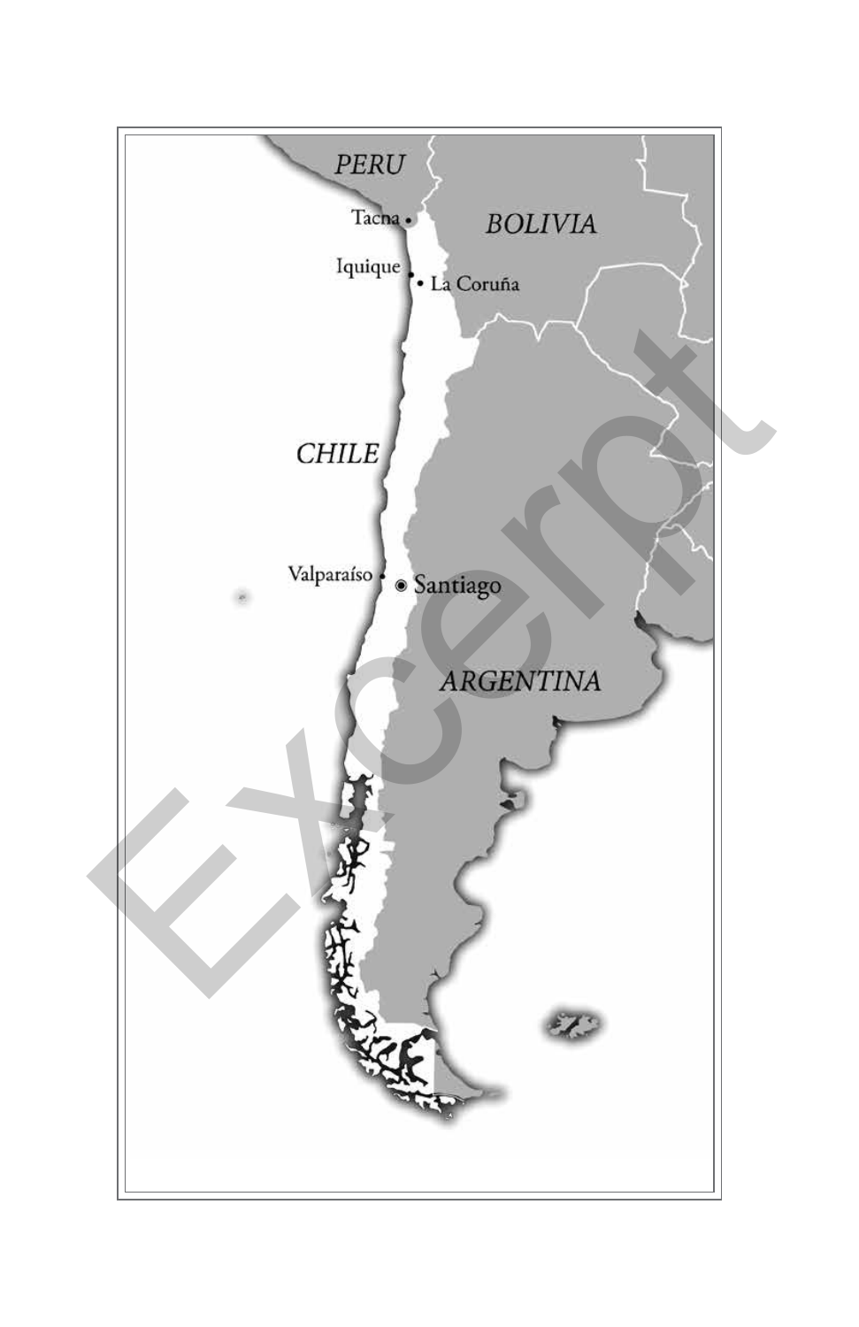PERU

Tacna

BOLIVIA

Iquique

La Coruña

CHILE

Valparaíso

Santiago

ARGENTINA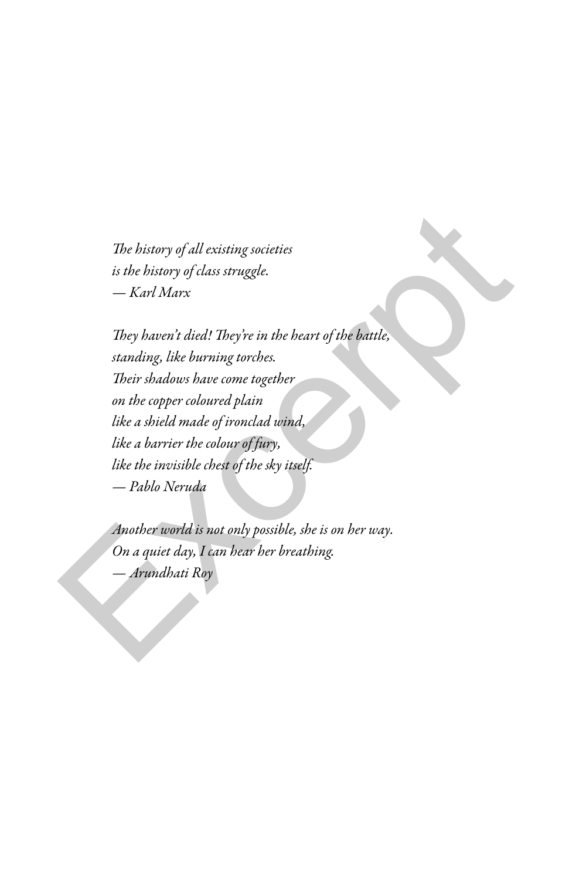*The history of all existing societies*
*is the history of class struggle.*
*— Karl Marx*

*They haven't died! They're in the heart of the battle,*
*standing, like burning torches.*
*Their shadows have come together*
*on the copper coloured plain*
*like a shield made of ironclad wind,*
*like a barrier the colour of fury,*
*like the invisible chest of the sky itself.*
*— Pablo Neruda*

*Another world is not only possible, she is on her way.*
*On a quiet day, I can hear her breathing.*
*— Arundhati Roy*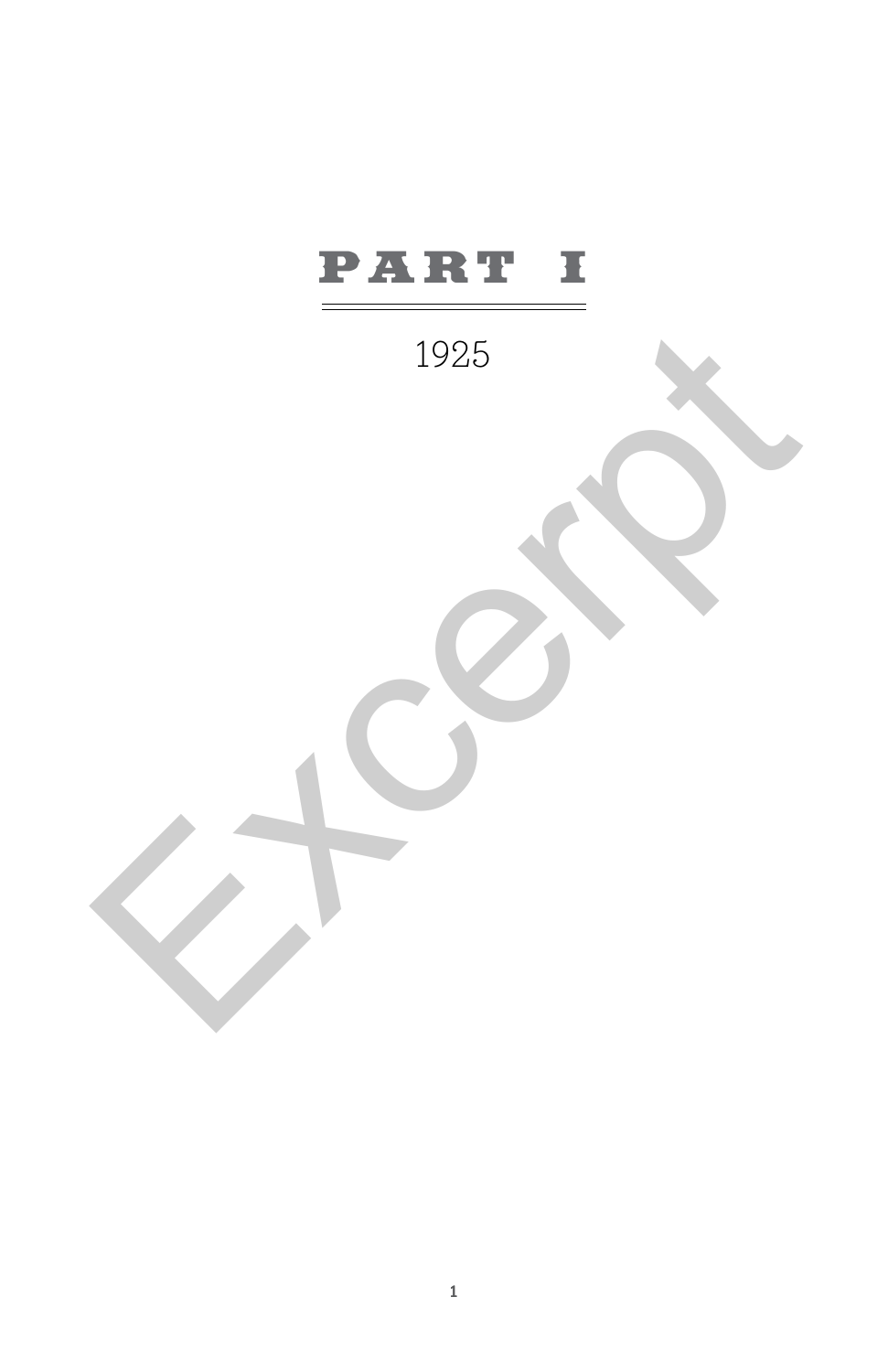# PART I

1925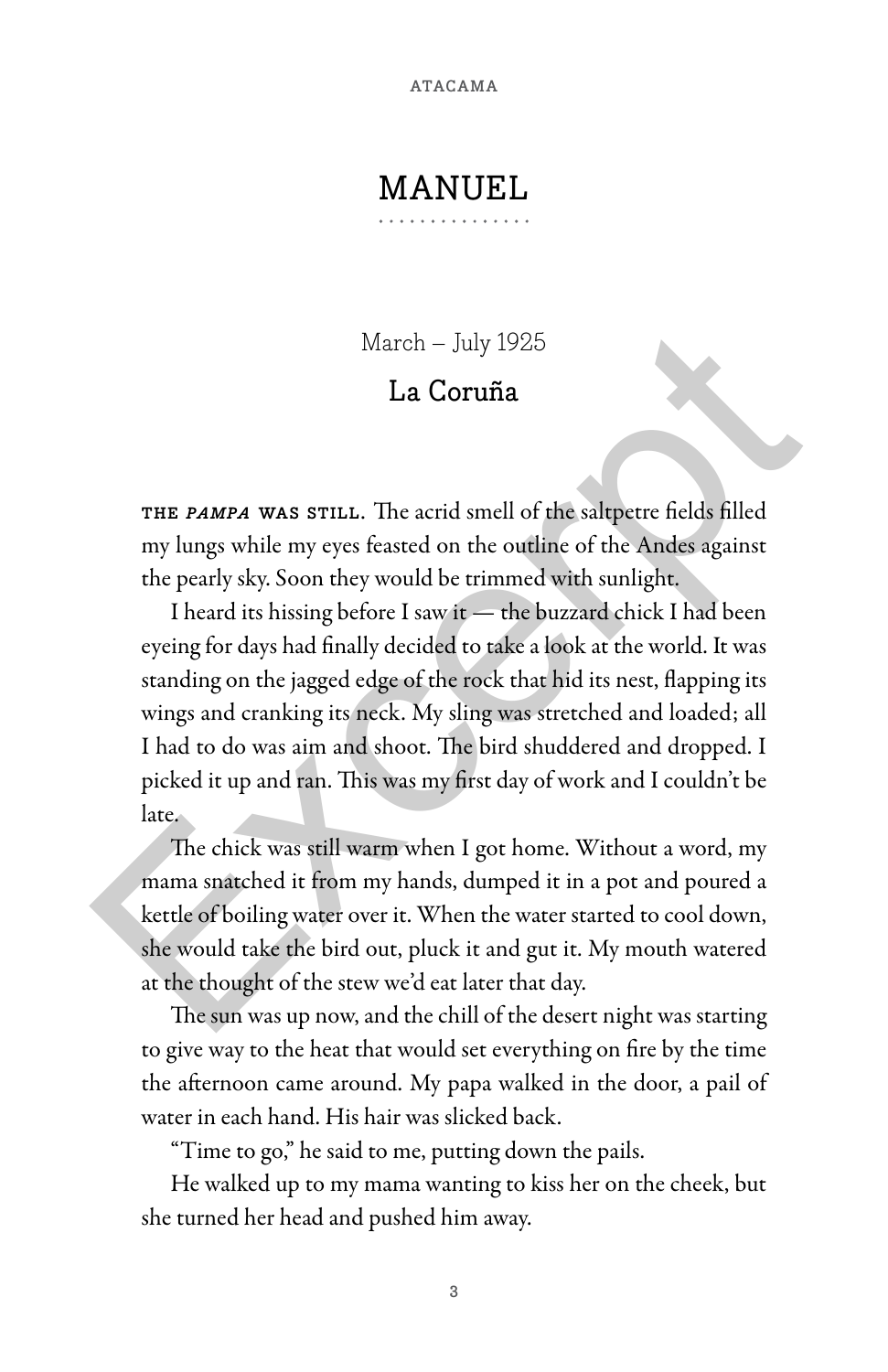# MANUEL

March – July 1925

## La Coruña

THE *PAMPA* WAS STILL. The acrid smell of the saltpetre fields filled my lungs while my eyes feasted on the outline of the Andes against the pearly sky. Soon they would be trimmed with sunlight.

I heard its hissing before I saw it — the buzzard chick I had been eyeing for days had finally decided to take a look at the world. It was standing on the jagged edge of the rock that hid its nest, flapping its wings and cranking its neck. My sling was stretched and loaded; all I had to do was aim and shoot. The bird shuddered and dropped. I picked it up and ran. This was my first day of work and I couldn't be late.

The chick was still warm when I got home. Without a word, my mama snatched it from my hands, dumped it in a pot and poured a kettle of boiling water over it. When the water started to cool down, she would take the bird out, pluck it and gut it. My mouth watered at the thought of the stew we'd eat later that day.

The sun was up now, and the chill of the desert night was starting to give way to the heat that would set everything on fire by the time the afternoon came around. My papa walked in the door, a pail of water in each hand. His hair was slicked back.

"Time to go," he said to me, putting down the pails.

He walked up to my mama wanting to kiss her on the cheek, but she turned her head and pushed him away.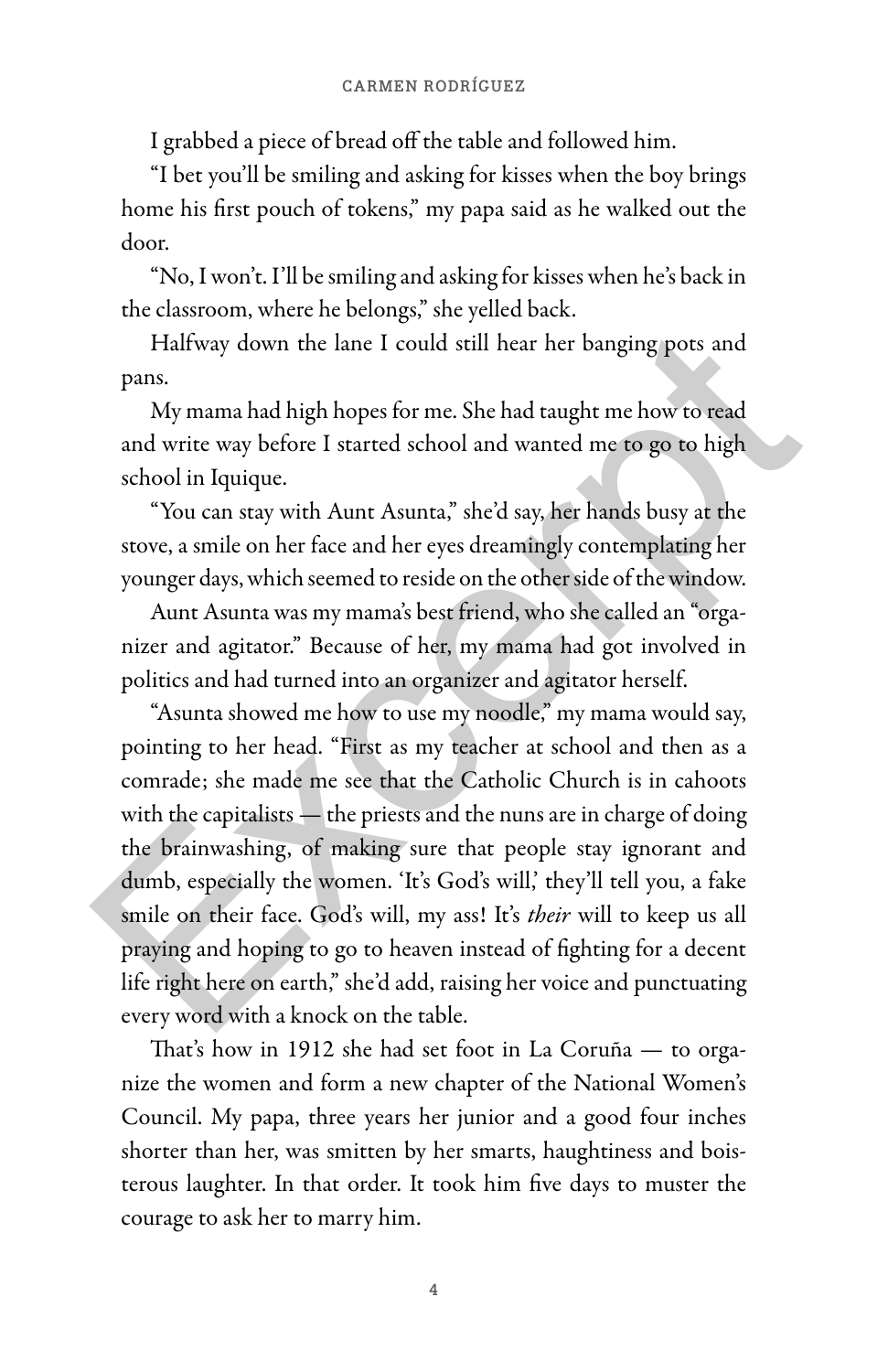I grabbed a piece of bread off the table and followed him.

"I bet you'll be smiling and asking for kisses when the boy brings home his first pouch of tokens," my papa said as he walked out the door.

"No, I won't. I'll be smiling and asking for kisses when he's back in the classroom, where he belongs," she yelled back.

Halfway down the lane I could still hear her banging pots and pans.

My mama had high hopes for me. She had taught me how to read and write way before I started school and wanted me to go to high school in Iquique.

"You can stay with Aunt Asunta," she'd say, her hands busy at the stove, a smile on her face and her eyes dreamingly contemplating her younger days, which seemed to reside on the other side of the window.

Aunt Asunta was my mama's best friend, who she called an "organizer and agitator." Because of her, my mama had got involved in politics and had turned into an organizer and agitator herself.

"Asunta showed me how to use my noodle," my mama would say, pointing to her head. "First as my teacher at school and then as a comrade; she made me see that the Catholic Church is in cahoots with the capitalists — the priests and the nuns are in charge of doing the brainwashing, of making sure that people stay ignorant and dumb, especially the women. 'It's God's will,' they'll tell you, a fake smile on their face. God's will, my ass! It's *their* will to keep us all praying and hoping to go to heaven instead of fighting for a decent life right here on earth," she'd add, raising her voice and punctuating every word with a knock on the table.

That's how in 1912 she had set foot in La Coruña — to organize the women and form a new chapter of the National Women's Council. My papa, three years her junior and a good four inches shorter than her, was smitten by her smarts, haughtiness and boisterous laughter. In that order. It took him five days to muster the courage to ask her to marry him.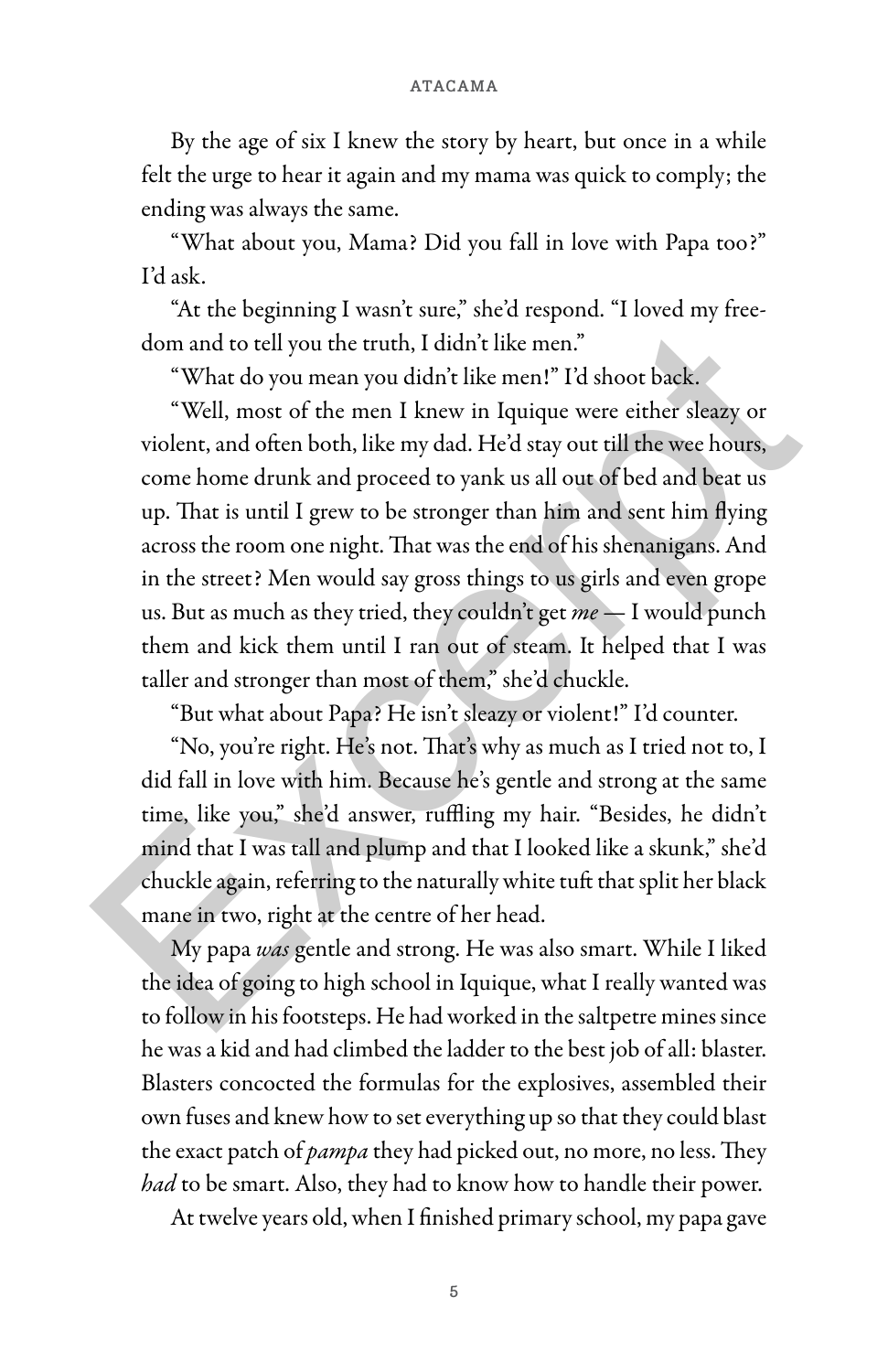By the age of six I knew the story by heart, but once in a while felt the urge to hear it again and my mama was quick to comply; the ending was always the same.

"What about you, Mama? Did you fall in love with Papa too?" I'd ask.

"At the beginning I wasn't sure," she'd respond. "I loved my freedom and to tell you the truth, I didn't like men."

"What do you mean you didn't like men!" I'd shoot back.

"Well, most of the men I knew in Iquique were either sleazy or violent, and often both, like my dad. He'd stay out till the wee hours, come home drunk and proceed to yank us all out of bed and beat us up. That is until I grew to be stronger than him and sent him flying across the room one night. That was the end of his shenanigans. And in the street? Men would say gross things to us girls and even grope us. But as much as they tried, they couldn't get *me* — I would punch them and kick them until I ran out of steam. It helped that I was taller and stronger than most of them," she'd chuckle.

"But what about Papa? He isn't sleazy or violent!" I'd counter.

"No, you're right. He's not. That's why as much as I tried not to, I did fall in love with him. Because he's gentle and strong at the same time, like you," she'd answer, ruffling my hair. "Besides, he didn't mind that I was tall and plump and that I looked like a skunk," she'd chuckle again, referring to the naturally white tuft that split her black mane in two, right at the centre of her head.

My papa *was* gentle and strong. He was also smart. While I liked the idea of going to high school in Iquique, what I really wanted was to follow in his footsteps. He had worked in the saltpetre mines since he was a kid and had climbed the ladder to the best job of all: blaster. Blasters concocted the formulas for the explosives, assembled their own fuses and knew how to set everything up so that they could blast the exact patch of *pampa* they had picked out, no more, no less. They *had* to be smart. Also, they had to know how to handle their power.

At twelve years old, when I finished primary school, my papa gave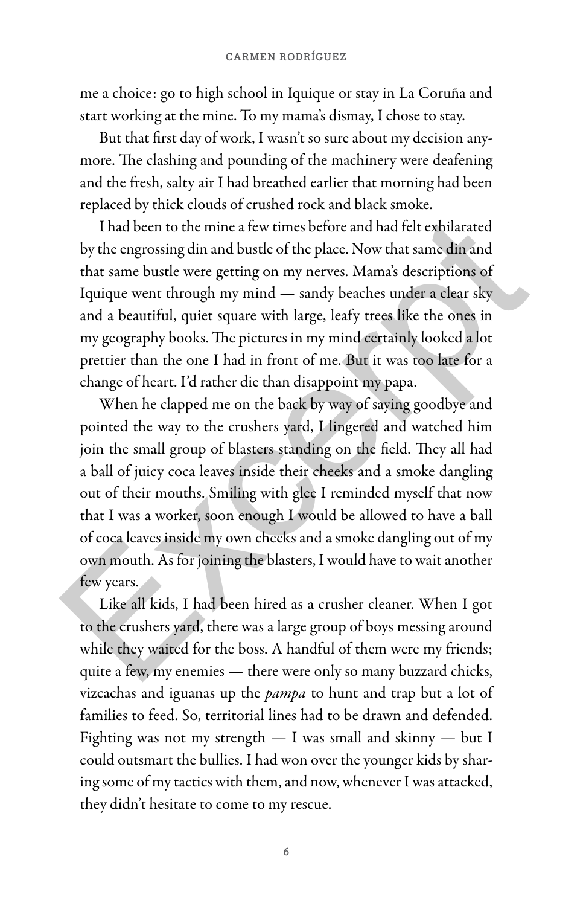me a choice: go to high school in Iquique or stay in La Coruña and start working at the mine. To my mama's dismay, I chose to stay.

But that first day of work, I wasn't so sure about my decision anymore. The clashing and pounding of the machinery were deafening and the fresh, salty air I had breathed earlier that morning had been replaced by thick clouds of crushed rock and black smoke.

I had been to the mine a few times before and had felt exhilarated by the engrossing din and bustle of the place. Now that same din and that same bustle were getting on my nerves. Mama's descriptions of Iquique went through my mind — sandy beaches under a clear sky and a beautiful, quiet square with large, leafy trees like the ones in my geography books. The pictures in my mind certainly looked a lot prettier than the one I had in front of me. But it was too late for a change of heart. I'd rather die than disappoint my papa.

When he clapped me on the back by way of saying goodbye and pointed the way to the crushers yard, I lingered and watched him join the small group of blasters standing on the field. They all had a ball of juicy coca leaves inside their cheeks and a smoke dangling out of their mouths. Smiling with glee I reminded myself that now that I was a worker, soon enough I would be allowed to have a ball of coca leaves inside my own cheeks and a smoke dangling out of my own mouth. As for joining the blasters, I would have to wait another few years.

Like all kids, I had been hired as a crusher cleaner. When I got to the crushers yard, there was a large group of boys messing around while they waited for the boss. A handful of them were my friends; quite a few, my enemies — there were only so many buzzard chicks, vizcachas and iguanas up the *pampa* to hunt and trap but a lot of families to feed. So, territorial lines had to be drawn and defended. Fighting was not my strength — I was small and skinny — but I could outsmart the bullies. I had won over the younger kids by sharing some of my tactics with them, and now, whenever I was attacked, they didn't hesitate to come to my rescue.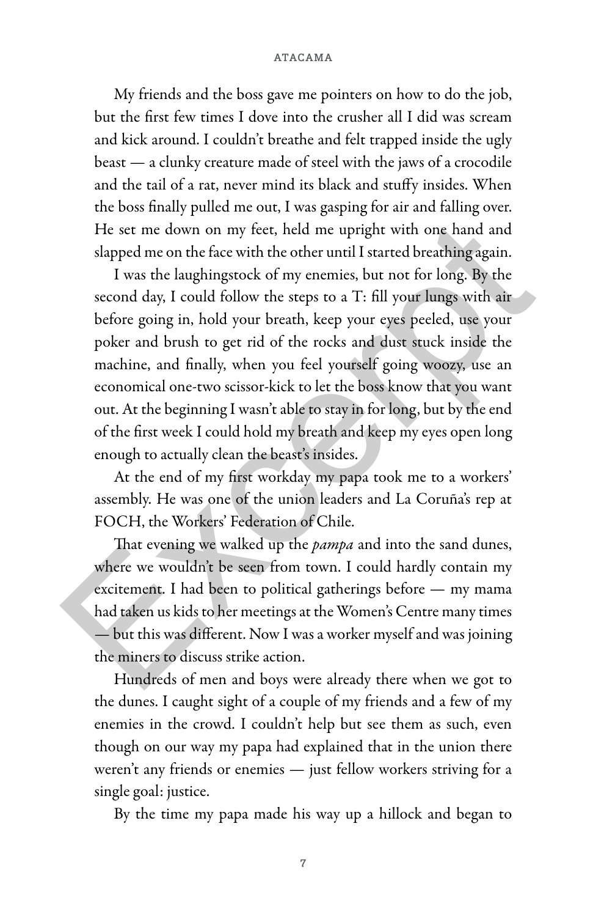My friends and the boss gave me pointers on how to do the job, but the first few times I dove into the crusher all I did was scream and kick around. I couldn't breathe and felt trapped inside the ugly beast — a clunky creature made of steel with the jaws of a crocodile and the tail of a rat, never mind its black and stuffy insides. When the boss finally pulled me out, I was gasping for air and falling over. He set me down on my feet, held me upright with one hand and slapped me on the face with the other until I started breathing again.

I was the laughingstock of my enemies, but not for long. By the second day, I could follow the steps to a T: fill your lungs with air before going in, hold your breath, keep your eyes peeled, use your poker and brush to get rid of the rocks and dust stuck inside the machine, and finally, when you feel yourself going woozy, use an economical one-two scissor-kick to let the boss know that you want out. At the beginning I wasn't able to stay in for long, but by the end of the first week I could hold my breath and keep my eyes open long enough to actually clean the beast's insides.

At the end of my first workday my papa took me to a workers' assembly. He was one of the union leaders and La Coruña's rep at FOCH, the Workers' Federation of Chile.

That evening we walked up the *pampa* and into the sand dunes, where we wouldn't be seen from town. I could hardly contain my excitement. I had been to political gatherings before — my mama had taken us kids to her meetings at the Women's Centre many times — but this was different. Now I was a worker myself and was joining the miners to discuss strike action.

Hundreds of men and boys were already there when we got to the dunes. I caught sight of a couple of my friends and a few of my enemies in the crowd. I couldn't help but see them as such, even though on our way my papa had explained that in the union there weren't any friends or enemies — just fellow workers striving for a single goal: justice.

By the time my papa made his way up a hillock and began to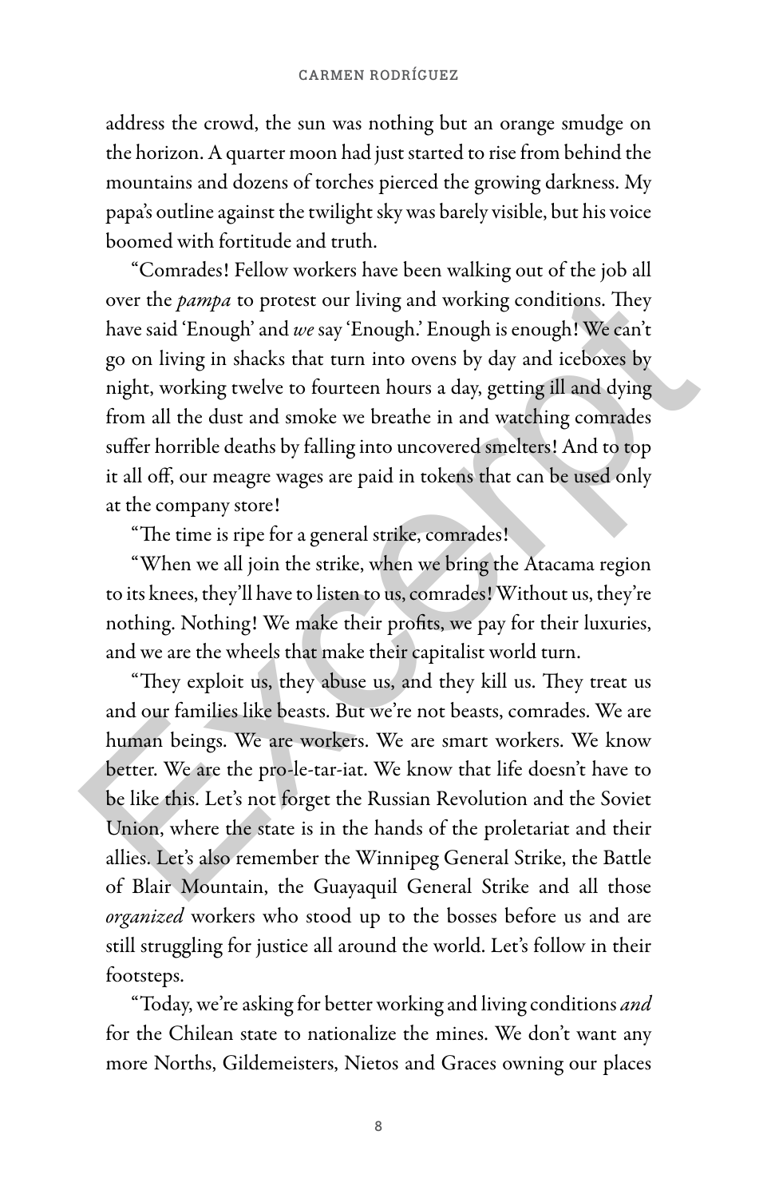address the crowd, the sun was nothing but an orange smudge on the horizon. A quarter moon had just started to rise from behind the mountains and dozens of torches pierced the growing darkness. My papa's outline against the twilight sky was barely visible, but his voice boomed with fortitude and truth.

"Comrades! Fellow workers have been walking out of the job all over the *pampa* to protest our living and working conditions. They have said 'Enough' and *we* say 'Enough.' Enough is enough! We can't go on living in shacks that turn into ovens by day and iceboxes by night, working twelve to fourteen hours a day, getting ill and dying from all the dust and smoke we breathe in and watching comrades suffer horrible deaths by falling into uncovered smelters! And to top it all off, our meagre wages are paid in tokens that can be used only at the company store!

"The time is ripe for a general strike, comrades!

"When we all join the strike, when we bring the Atacama region to its knees, they'll have to listen to us, comrades! Without us, they're nothing. Nothing! We make their profits, we pay for their luxuries, and we are the wheels that make their capitalist world turn.

"They exploit us, they abuse us, and they kill us. They treat us and our families like beasts. But we're not beasts, comrades. We are human beings. We are workers. We are smart workers. We know better. We are the pro-le-tar-iat. We know that life doesn't have to be like this. Let's not forget the Russian Revolution and the Soviet Union, where the state is in the hands of the proletariat and their allies. Let's also remember the Winnipeg General Strike, the Battle of Blair Mountain, the Guayaquil General Strike and all those *organized* workers who stood up to the bosses before us and are still struggling for justice all around the world. Let's follow in their footsteps.

"Today, we're asking for better working and living conditions *and* for the Chilean state to nationalize the mines. We don't want any more Norths, Gildemeisters, Nietos and Graces owning our places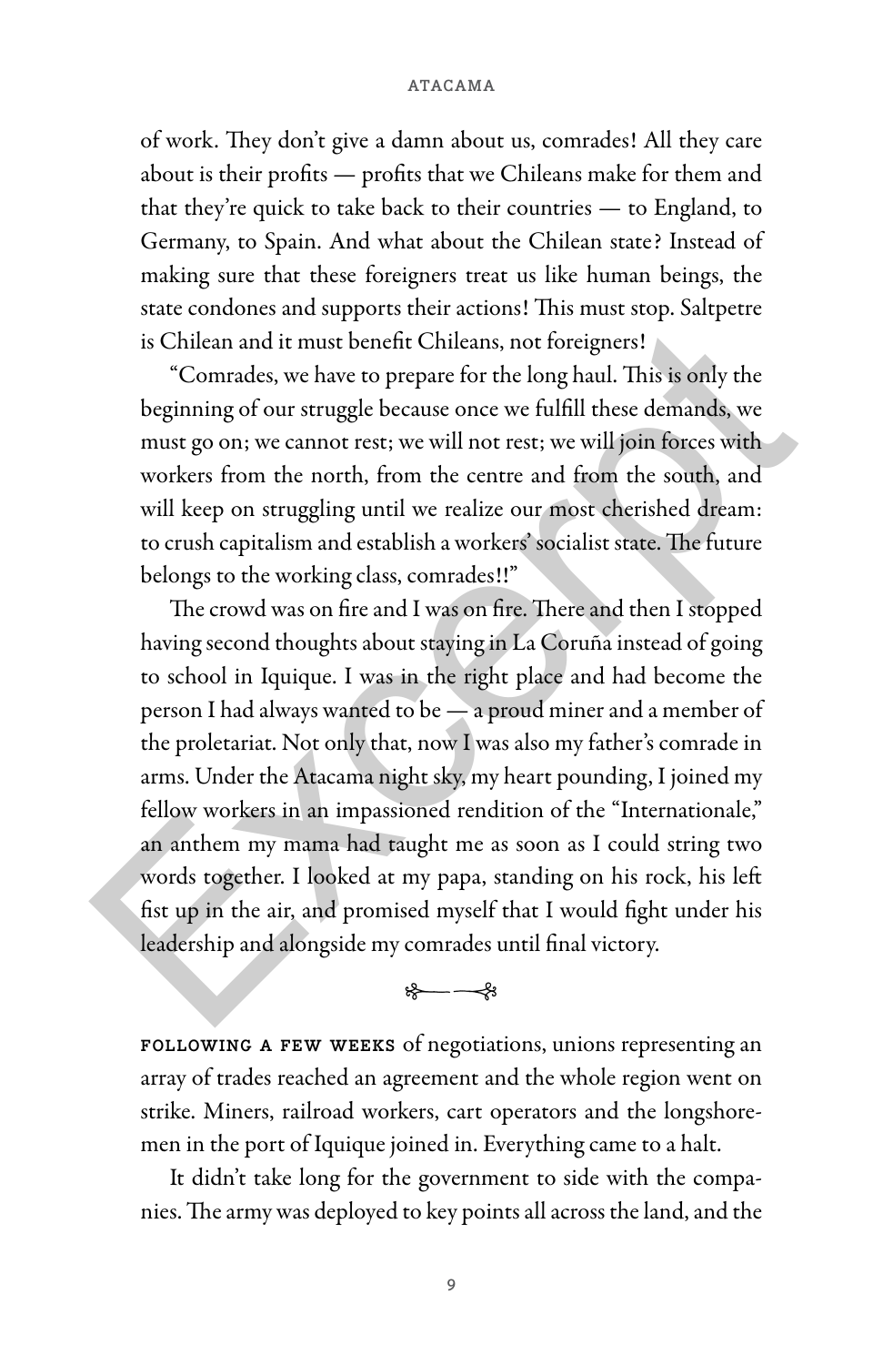of work. They don't give a damn about us, comrades! All they care about is their profits — profits that we Chileans make for them and that they're quick to take back to their countries — to England, to Germany, to Spain. And what about the Chilean state? Instead of making sure that these foreigners treat us like human beings, the state condones and supports their actions! This must stop. Saltpetre is Chilean and it must benefit Chileans, not foreigners!

"Comrades, we have to prepare for the long haul. This is only the beginning of our struggle because once we fulfill these demands, we must go on; we cannot rest; we will not rest; we will join forces with workers from the north, from the centre and from the south, and will keep on struggling until we realize our most cherished dream: to crush capitalism and establish a workers' socialist state. The future belongs to the working class, comrades!!"

The crowd was on fire and I was on fire. There and then I stopped having second thoughts about staying in La Coruña instead of going to school in Iquique. I was in the right place and had become the person I had always wanted to be — a proud miner and a member of the proletariat. Not only that, now I was also my father's comrade in arms. Under the Atacama night sky, my heart pounding, I joined my fellow workers in an impassioned rendition of the "Internationale," an anthem my mama had taught me as soon as I could string two words together. I looked at my papa, standing on his rock, his left fist up in the air, and promised myself that I would fight under his leadership and alongside my comrades until final victory.

---

FOLLOWING A FEW WEEKS of negotiations, unions representing an array of trades reached an agreement and the whole region went on strike. Miners, railroad workers, cart operators and the longshoremen in the port of Iquique joined in. Everything came to a halt.

It didn't take long for the government to side with the companies. The army was deployed to key points all across the land, and the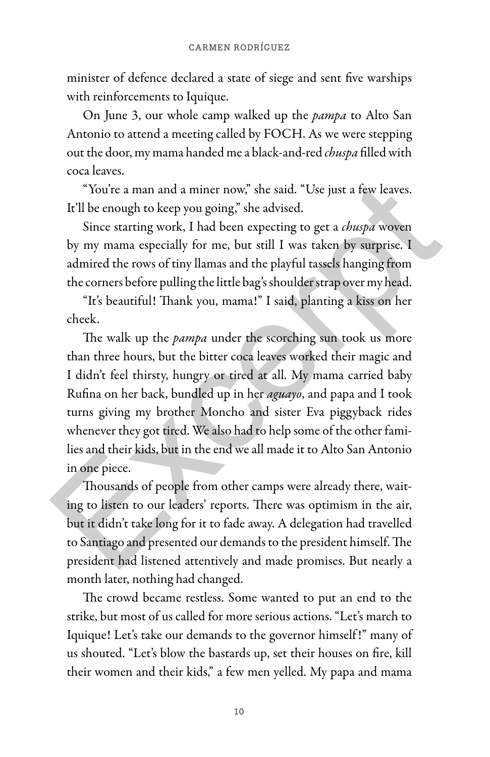minister of defence declared a state of siege and sent five warships with reinforcements to Iquique.

On June 3, our whole camp walked up the *pampa* to Alto San Antonio to attend a meeting called by FOCH. As we were stepping out the door, my mama handed me a black-and-red *chuspa* filled with coca leaves.

"You're a man and a miner now," she said. "Use just a few leaves. It'll be enough to keep you going," she advised.

Since starting work, I had been expecting to get a *chuspa* woven by my mama especially for me, but still I was taken by surprise. I admired the rows of tiny llamas and the playful tassels hanging from the corners before pulling the little bag's shoulder strap over my head.

"It's beautiful! Thank you, mama!" I said, planting a kiss on her cheek.

The walk up the *pampa* under the scorching sun took us more than three hours, but the bitter coca leaves worked their magic and I didn't feel thirsty, hungry or tired at all. My mama carried baby Rufina on her back, bundled up in her *aguayo*, and papa and I took turns giving my brother Moncho and sister Eva piggyback rides whenever they got tired. We also had to help some of the other families and their kids, but in the end we all made it to Alto San Antonio in one piece.

Thousands of people from other camps were already there, waiting to listen to our leaders' reports. There was optimism in the air, but it didn't take long for it to fade away. A delegation had travelled to Santiago and presented our demands to the president himself. The president had listened attentively and made promises. But nearly a month later, nothing had changed.

The crowd became restless. Some wanted to put an end to the strike, but most of us called for more serious actions. "Let's march to Iquique! Let's take our demands to the governor himself!" many of us shouted. "Let's blow the bastards up, set their houses on fire, kill their women and their kids," a few men yelled. My papa and mama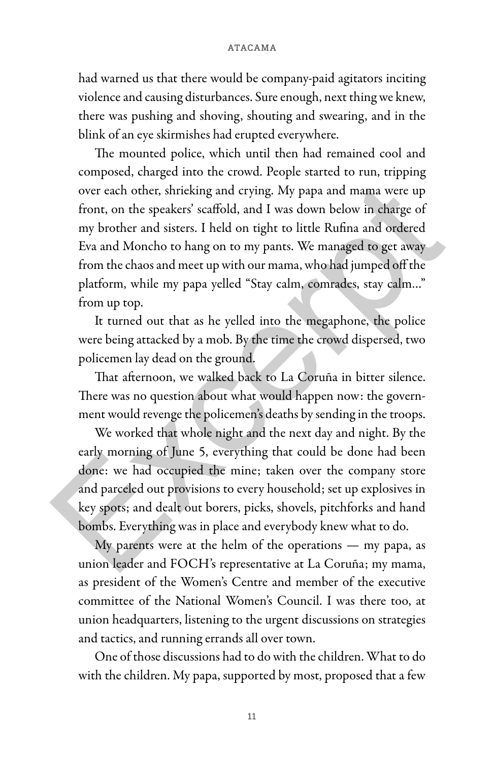had warned us that there would be company-paid agitators inciting violence and causing disturbances. Sure enough, next thing we knew, there was pushing and shoving, shouting and swearing, and in the blink of an eye skirmishes had erupted everywhere.

The mounted police, which until then had remained cool and composed, charged into the crowd. People started to run, tripping over each other, shrieking and crying. My papa and mama were up front, on the speakers' scaffold, and I was down below in charge of my brother and sisters. I held on tight to little Rufina and ordered Eva and Moncho to hang on to my pants. We managed to get away from the chaos and meet up with our mama, who had jumped off the platform, while my papa yelled "Stay calm, comrades, stay calm..." from up top.

It turned out that as he yelled into the megaphone, the police were being attacked by a mob. By the time the crowd dispersed, two policemen lay dead on the ground.

That afternoon, we walked back to La Coruña in bitter silence. There was no question about what would happen now: the government would revenge the policemen's deaths by sending in the troops.

We worked that whole night and the next day and night. By the early morning of June 5, everything that could be done had been done: we had occupied the mine; taken over the company store and parceled out provisions to every household; set up explosives in key spots; and dealt out borers, picks, shovels, pitchforks and hand bombs. Everything was in place and everybody knew what to do.

My parents were at the helm of the operations — my papa, as union leader and FOCH's representative at La Coruña; my mama, as president of the Women's Centre and member of the executive committee of the National Women's Council. I was there too, at union headquarters, listening to the urgent discussions on strategies and tactics, and running errands all over town.

One of those discussions had to do with the children. What to do with the children. My papa, supported by most, proposed that a few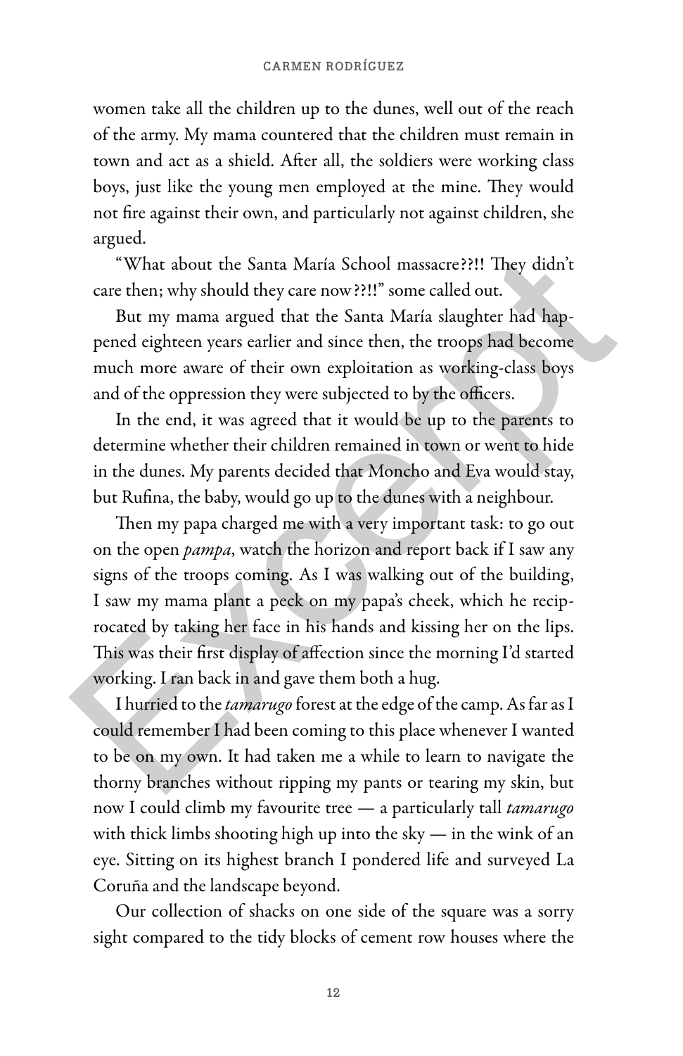women take all the children up to the dunes, well out of the reach of the army. My mama countered that the children must remain in town and act as a shield. After all, the soldiers were working class boys, just like the young men employed at the mine. They would not fire against their own, and particularly not against children, she argued.

"What about the Santa María School massacre??!! They didn't care then; why should they care now??!!" some called out.

But my mama argued that the Santa María slaughter had happened eighteen years earlier and since then, the troops had become much more aware of their own exploitation as working-class boys and of the oppression they were subjected to by the officers.

In the end, it was agreed that it would be up to the parents to determine whether their children remained in town or went to hide in the dunes. My parents decided that Moncho and Eva would stay, but Rufina, the baby, would go up to the dunes with a neighbour.

Then my papa charged me with a very important task: to go out on the open *pampa*, watch the horizon and report back if I saw any signs of the troops coming. As I was walking out of the building, I saw my mama plant a peck on my papa's cheek, which he reciprocated by taking her face in his hands and kissing her on the lips. This was their first display of affection since the morning I'd started working. I ran back in and gave them both a hug.

I hurried to the *tamarugo* forest at the edge of the camp. As far as I could remember I had been coming to this place whenever I wanted to be on my own. It had taken me a while to learn to navigate the thorny branches without ripping my pants or tearing my skin, but now I could climb my favourite tree — a particularly tall *tamarugo* with thick limbs shooting high up into the sky — in the wink of an eye. Sitting on its highest branch I pondered life and surveyed La Coruña and the landscape beyond.

Our collection of shacks on one side of the square was a sorry sight compared to the tidy blocks of cement row houses where the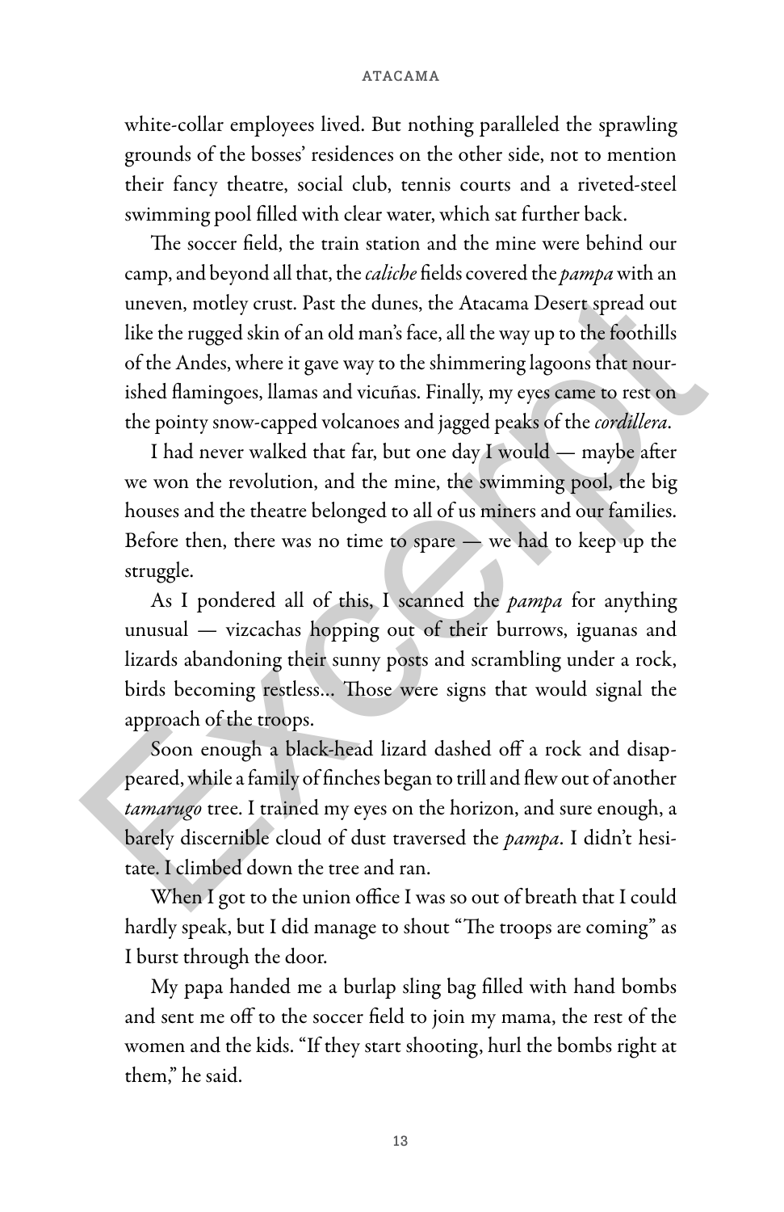white-collar employees lived. But nothing paralleled the sprawling grounds of the bosses' residences on the other side, not to mention their fancy theatre, social club, tennis courts and a riveted-steel swimming pool filled with clear water, which sat further back.

The soccer field, the train station and the mine were behind our camp, and beyond all that, the *caliche* fields covered the *pampa* with an uneven, motley crust. Past the dunes, the Atacama Desert spread out like the rugged skin of an old man's face, all the way up to the foothills of the Andes, where it gave way to the shimmering lagoons that nourished flamingoes, llamas and vicuñas. Finally, my eyes came to rest on the pointy snow-capped volcanoes and jagged peaks of the *cordillera*.

I had never walked that far, but one day I would — maybe after we won the revolution, and the mine, the swimming pool, the big houses and the theatre belonged to all of us miners and our families. Before then, there was no time to spare — we had to keep up the struggle.

As I pondered all of this, I scanned the *pampa* for anything unusual — vizcachas hopping out of their burrows, iguanas and lizards abandoning their sunny posts and scrambling under a rock, birds becoming restless... Those were signs that would signal the approach of the troops.

Soon enough a black-head lizard dashed off a rock and disappeared, while a family of finches began to trill and flew out of another *tamarugo* tree. I trained my eyes on the horizon, and sure enough, a barely discernible cloud of dust traversed the *pampa*. I didn't hesitate. I climbed down the tree and ran.

When I got to the union office I was so out of breath that I could hardly speak, but I did manage to shout "The troops are coming" as I burst through the door.

My papa handed me a burlap sling bag filled with hand bombs and sent me off to the soccer field to join my mama, the rest of the women and the kids. "If they start shooting, hurl the bombs right at them," he said.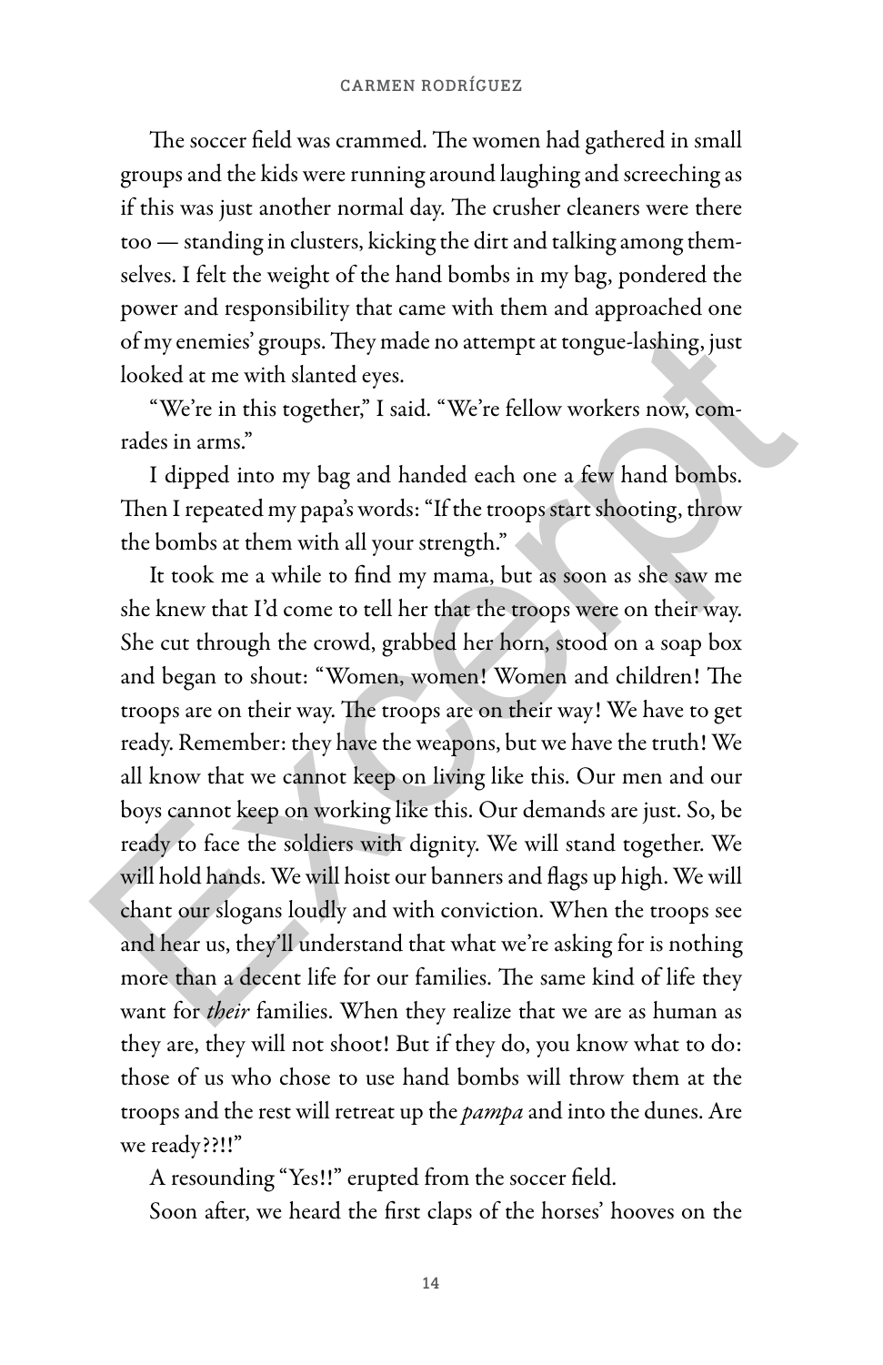The soccer field was crammed. The women had gathered in small groups and the kids were running around laughing and screeching as if this was just another normal day. The crusher cleaners were there too — standing in clusters, kicking the dirt and talking among themselves. I felt the weight of the hand bombs in my bag, pondered the power and responsibility that came with them and approached one of my enemies' groups. They made no attempt at tongue-lashing, just looked at me with slanted eyes.

"We're in this together," I said. "We're fellow workers now, comrades in arms."

I dipped into my bag and handed each one a few hand bombs. Then I repeated my papa's words: "If the troops start shooting, throw the bombs at them with all your strength."

It took me a while to find my mama, but as soon as she saw me she knew that I'd come to tell her that the troops were on their way. She cut through the crowd, grabbed her horn, stood on a soap box and began to shout: "Women, women! Women and children! The troops are on their way. The troops are on their way! We have to get ready. Remember: they have the weapons, but we have the truth! We all know that we cannot keep on living like this. Our men and our boys cannot keep on working like this. Our demands are just. So, be ready to face the soldiers with dignity. We will stand together. We will hold hands. We will hoist our banners and flags up high. We will chant our slogans loudly and with conviction. When the troops see and hear us, they'll understand that what we're asking for is nothing more than a decent life for our families. The same kind of life they want for *their* families. When they realize that we are as human as they are, they will not shoot! But if they do, you know what to do: those of us who chose to use hand bombs will throw them at the troops and the rest will retreat up the *pampa* and into the dunes. Are we ready??!!"

A resounding "Yes!!" erupted from the soccer field.

Soon after, we heard the first claps of the horses' hooves on the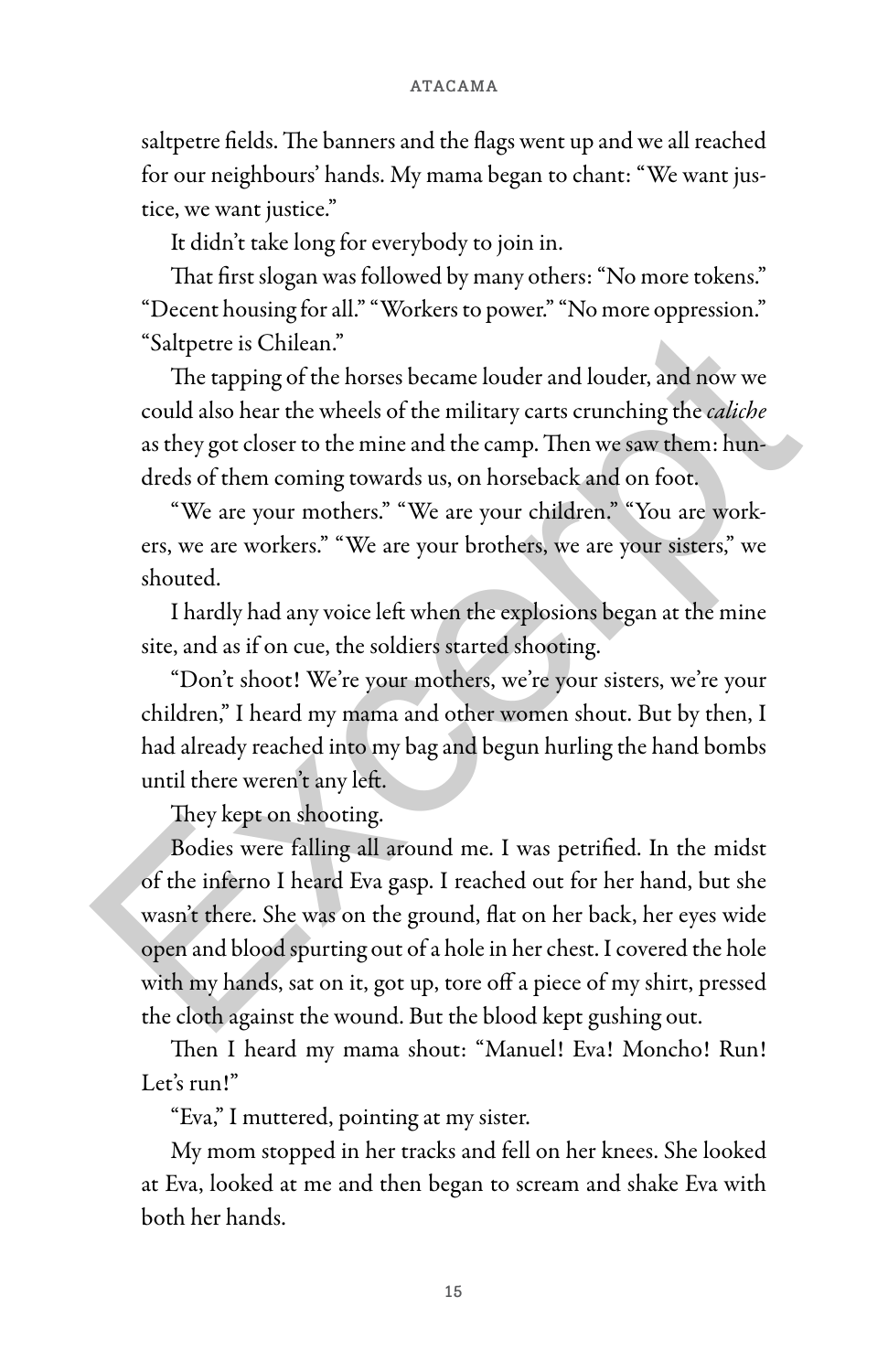saltpetre fields. The banners and the flags went up and we all reached for our neighbours' hands. My mama began to chant: "We want justice, we want justice."

It didn't take long for everybody to join in.

That first slogan was followed by many others: "No more tokens." "Decent housing for all." "Workers to power." "No more oppression." "Saltpetre is Chilean."

The tapping of the horses became louder and louder, and now we could also hear the wheels of the military carts crunching the *caliche* as they got closer to the mine and the camp. Then we saw them: hundreds of them coming towards us, on horseback and on foot.

"We are your mothers." "We are your children." "You are workers, we are workers." "We are your brothers, we are your sisters," we shouted.

I hardly had any voice left when the explosions began at the mine site, and as if on cue, the soldiers started shooting.

"Don't shoot! We're your mothers, we're your sisters, we're your children," I heard my mama and other women shout. But by then, I had already reached into my bag and begun hurling the hand bombs until there weren't any left.

They kept on shooting.

Bodies were falling all around me. I was petrified. In the midst of the inferno I heard Eva gasp. I reached out for her hand, but she wasn't there. She was on the ground, flat on her back, her eyes wide open and blood spurting out of a hole in her chest. I covered the hole with my hands, sat on it, got up, tore off a piece of my shirt, pressed the cloth against the wound. But the blood kept gushing out.

Then I heard my mama shout: "Manuel! Eva! Moncho! Run! Let's run!"

"Eva," I muttered, pointing at my sister.

My mom stopped in her tracks and fell on her knees. She looked at Eva, looked at me and then began to scream and shake Eva with both her hands.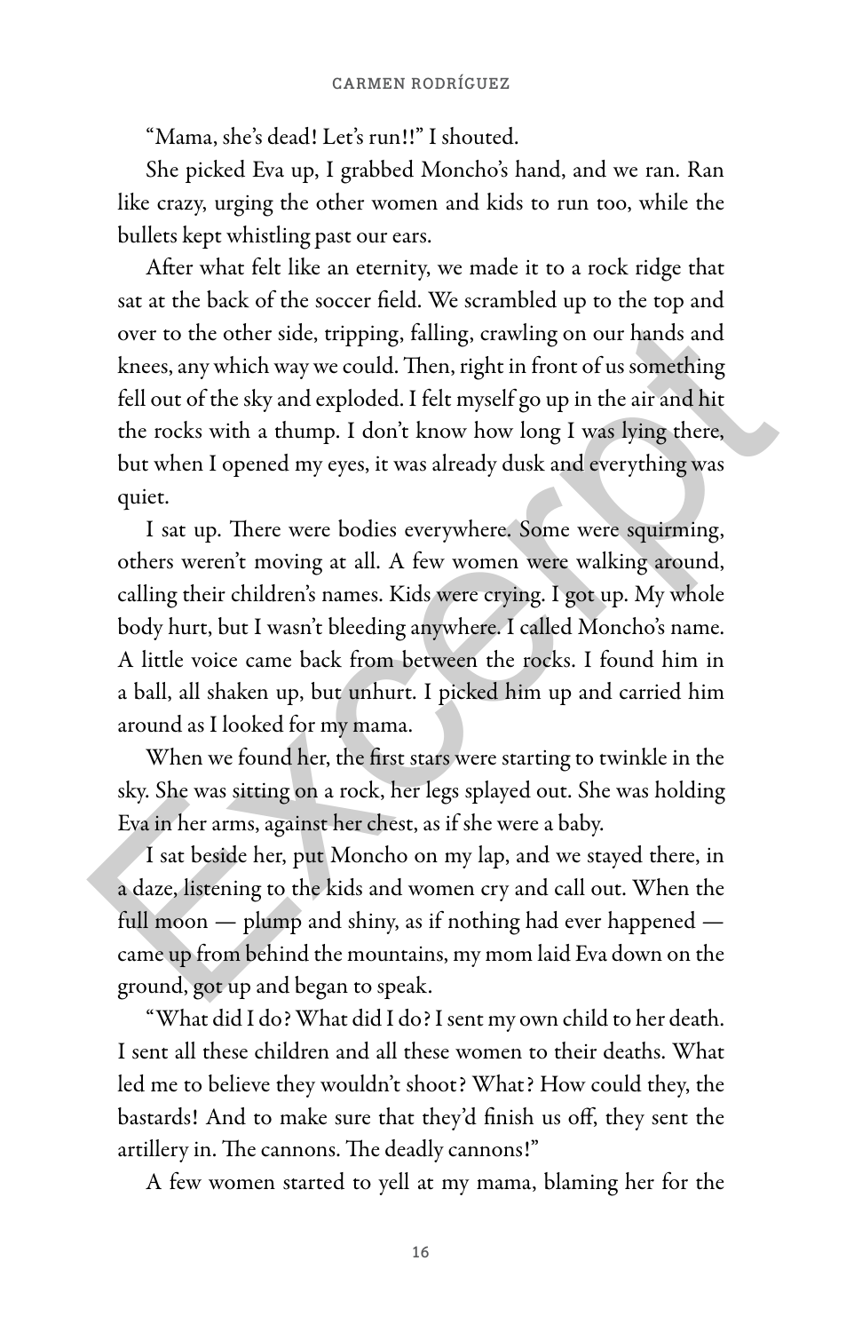"Mama, she's dead! Let's run!!" I shouted.

She picked Eva up, I grabbed Moncho's hand, and we ran. Ran like crazy, urging the other women and kids to run too, while the bullets kept whistling past our ears.

After what felt like an eternity, we made it to a rock ridge that sat at the back of the soccer field. We scrambled up to the top and over to the other side, tripping, falling, crawling on our hands and knees, any which way we could. Then, right in front of us something fell out of the sky and exploded. I felt myself go up in the air and hit the rocks with a thump. I don't know how long I was lying there, but when I opened my eyes, it was already dusk and everything was quiet.

I sat up. There were bodies everywhere. Some were squirming, others weren't moving at all. A few women were walking around, calling their children's names. Kids were crying. I got up. My whole body hurt, but I wasn't bleeding anywhere. I called Moncho's name. A little voice came back from between the rocks. I found him in a ball, all shaken up, but unhurt. I picked him up and carried him around as I looked for my mama.

When we found her, the first stars were starting to twinkle in the sky. She was sitting on a rock, her legs splayed out. She was holding Eva in her arms, against her chest, as if she were a baby.

I sat beside her, put Moncho on my lap, and we stayed there, in a daze, listening to the kids and women cry and call out. When the full moon — plump and shiny, as if nothing had ever happened — came up from behind the mountains, my mom laid Eva down on the ground, got up and began to speak.

"What did I do? What did I do? I sent my own child to her death. I sent all these children and all these women to their deaths. What led me to believe they wouldn't shoot? What? How could they, the bastards! And to make sure that they'd finish us off, they sent the artillery in. The cannons. The deadly cannons!"

A few women started to yell at my mama, blaming her for the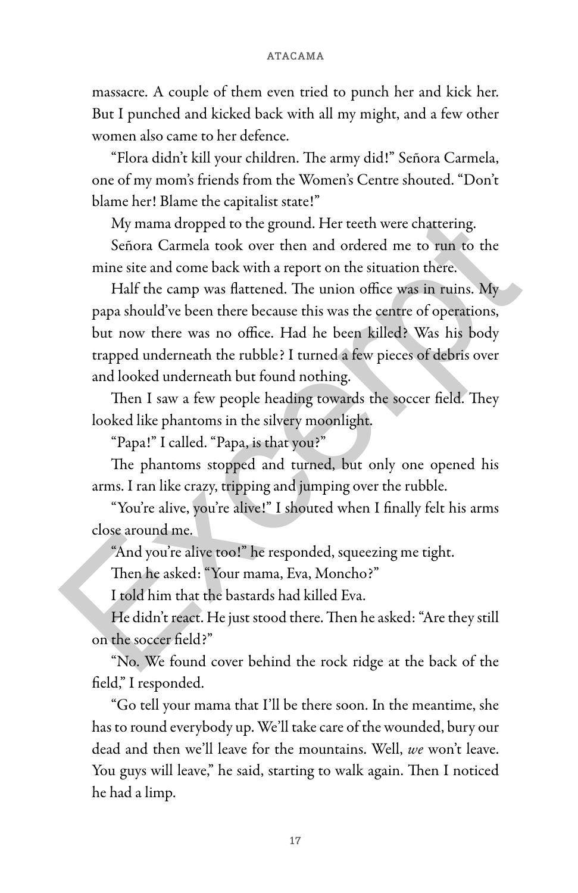massacre. A couple of them even tried to punch her and kick her. But I punched and kicked back with all my might, and a few other women also came to her defence.

"Flora didn't kill your children. The army did!" Señora Carmela, one of my mom's friends from the Women's Centre shouted. "Don't blame her! Blame the capitalist state!"

My mama dropped to the ground. Her teeth were chattering.

Señora Carmela took over then and ordered me to run to the mine site and come back with a report on the situation there.

Half the camp was flattened. The union office was in ruins. My papa should've been there because this was the centre of operations, but now there was no office. Had he been killed? Was his body trapped underneath the rubble? I turned a few pieces of debris over and looked underneath but found nothing.

Then I saw a few people heading towards the soccer field. They looked like phantoms in the silvery moonlight.

"Papa!" I called. "Papa, is that you?"

The phantoms stopped and turned, but only one opened his arms. I ran like crazy, tripping and jumping over the rubble.

"You're alive, you're alive!" I shouted when I finally felt his arms close around me.

"And you're alive too!" he responded, squeezing me tight.

Then he asked: "Your mama, Eva, Moncho?"

I told him that the bastards had killed Eva.

He didn't react. He just stood there. Then he asked: "Are they still on the soccer field?"

"No. We found cover behind the rock ridge at the back of the field," I responded.

"Go tell your mama that I'll be there soon. In the meantime, she has to round everybody up. We'll take care of the wounded, bury our dead and then we'll leave for the mountains. Well, *we* won't leave. You guys will leave," he said, starting to walk again. Then I noticed he had a limp.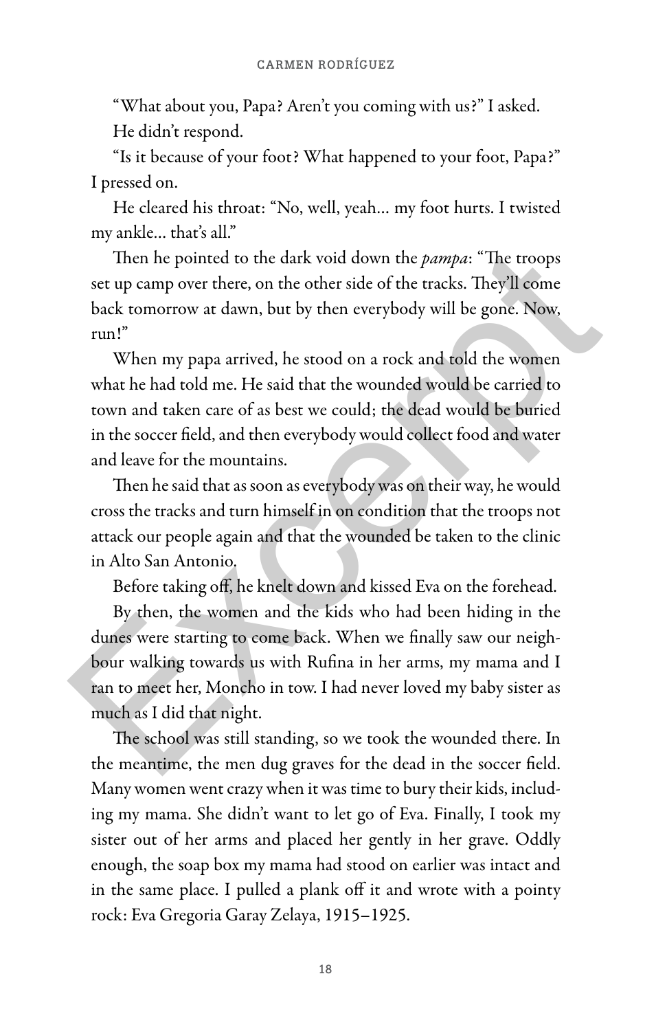"What about you, Papa? Aren't you coming with us?" I asked.

He didn't respond.

"Is it because of your foot? What happened to your foot, Papa?" I pressed on.

He cleared his throat: "No, well, yeah... my foot hurts. I twisted my ankle... that's all."

Then he pointed to the dark void down the *pampa*: "The troops set up camp over there, on the other side of the tracks. They'll come back tomorrow at dawn, but by then everybody will be gone. Now, run!"

When my papa arrived, he stood on a rock and told the women what he had told me. He said that the wounded would be carried to town and taken care of as best we could; the dead would be buried in the soccer field, and then everybody would collect food and water and leave for the mountains.

Then he said that as soon as everybody was on their way, he would cross the tracks and turn himself in on condition that the troops not attack our people again and that the wounded be taken to the clinic in Alto San Antonio.

Before taking off, he knelt down and kissed Eva on the forehead.

By then, the women and the kids who had been hiding in the dunes were starting to come back. When we finally saw our neighbour walking towards us with Rufina in her arms, my mama and I ran to meet her, Moncho in tow. I had never loved my baby sister as much as I did that night.

The school was still standing, so we took the wounded there. In the meantime, the men dug graves for the dead in the soccer field. Many women went crazy when it was time to bury their kids, including my mama. She didn't want to let go of Eva. Finally, I took my sister out of her arms and placed her gently in her grave. Oddly enough, the soap box my mama had stood on earlier was intact and in the same place. I pulled a plank off it and wrote with a pointy rock: Eva Gregoria Garay Zelaya, 1915–1925.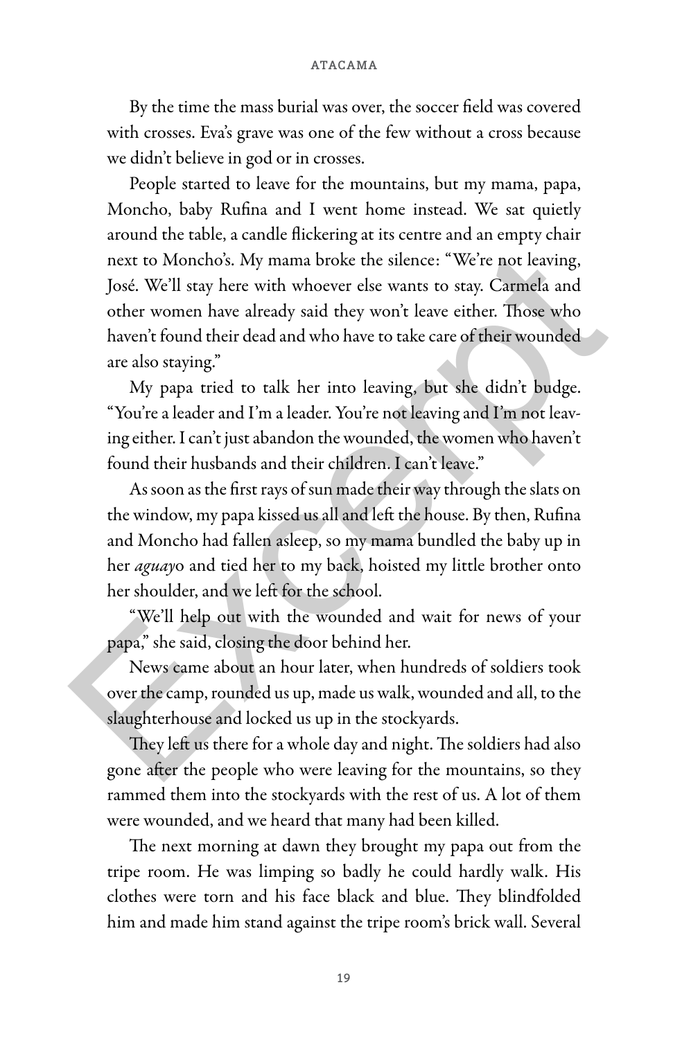By the time the mass burial was over, the soccer field was covered with crosses. Eva's grave was one of the few without a cross because we didn't believe in god or in crosses.

People started to leave for the mountains, but my mama, papa, Moncho, baby Rufina and I went home instead. We sat quietly around the table, a candle flickering at its centre and an empty chair next to Moncho's. My mama broke the silence: "We're not leaving, José. We'll stay here with whoever else wants to stay. Carmela and other women have already said they won't leave either. Those who haven't found their dead and who have to take care of their wounded are also staying."

My papa tried to talk her into leaving, but she didn't budge. "You're a leader and I'm a leader. You're not leaving and I'm not leaving either. I can't just abandon the wounded, the women who haven't found their husbands and their children. I can't leave."

As soon as the first rays of sun made their way through the slats on the window, my papa kissed us all and left the house. By then, Rufina and Moncho had fallen asleep, so my mama bundled the baby up in her *aguay*o and tied her to my back, hoisted my little brother onto her shoulder, and we left for the school.

"We'll help out with the wounded and wait for news of your papa," she said, closing the door behind her.

News came about an hour later, when hundreds of soldiers took over the camp, rounded us up, made us walk, wounded and all, to the slaughterhouse and locked us up in the stockyards.

They left us there for a whole day and night. The soldiers had also gone after the people who were leaving for the mountains, so they rammed them into the stockyards with the rest of us. A lot of them were wounded, and we heard that many had been killed.

The next morning at dawn they brought my papa out from the tripe room. He was limping so badly he could hardly walk. His clothes were torn and his face black and blue. They blindfolded him and made him stand against the tripe room's brick wall. Several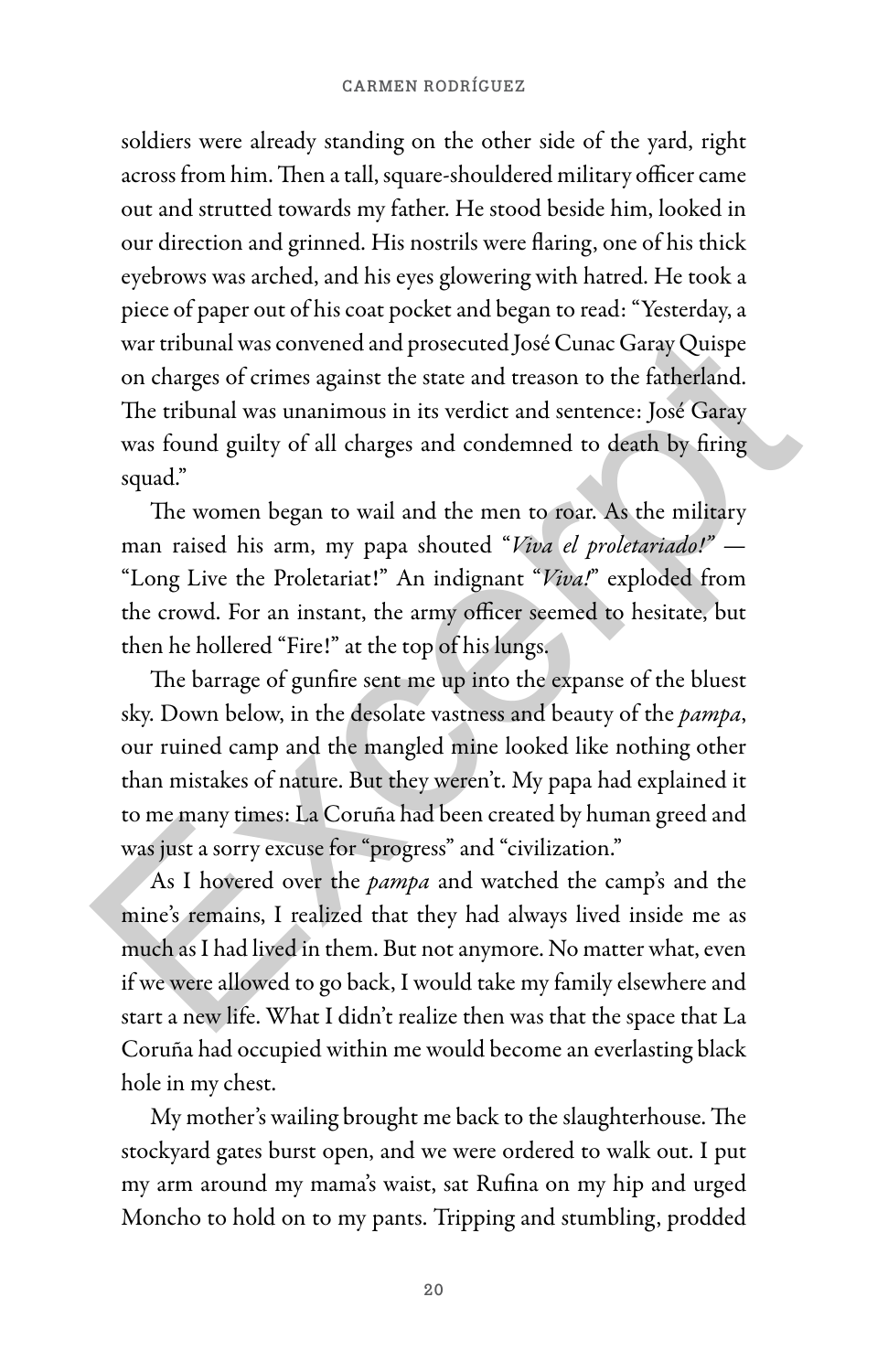soldiers were already standing on the other side of the yard, right across from him. Then a tall, square-shouldered military officer came out and strutted towards my father. He stood beside him, looked in our direction and grinned. His nostrils were flaring, one of his thick eyebrows was arched, and his eyes glowering with hatred. He took a piece of paper out of his coat pocket and began to read: "Yesterday, a war tribunal was convened and prosecuted José Cunac Garay Quispe on charges of crimes against the state and treason to the fatherland. The tribunal was unanimous in its verdict and sentence: José Garay was found guilty of all charges and condemned to death by firing squad."

The women began to wail and the men to roar. As the military man raised his arm, my papa shouted "*Viva el proletariado!*" — "Long Live the Proletariat!" An indignant "*Viva!*" exploded from the crowd. For an instant, the army officer seemed to hesitate, but then he hollered "Fire!" at the top of his lungs.

The barrage of gunfire sent me up into the expanse of the bluest sky. Down below, in the desolate vastness and beauty of the *pampa*, our ruined camp and the mangled mine looked like nothing other than mistakes of nature. But they weren't. My papa had explained it to me many times: La Coruña had been created by human greed and was just a sorry excuse for "progress" and "civilization."

As I hovered over the *pampa* and watched the camp's and the mine's remains, I realized that they had always lived inside me as much as I had lived in them. But not anymore. No matter what, even if we were allowed to go back, I would take my family elsewhere and start a new life. What I didn't realize then was that the space that La Coruña had occupied within me would become an everlasting black hole in my chest.

My mother's wailing brought me back to the slaughterhouse. The stockyard gates burst open, and we were ordered to walk out. I put my arm around my mama's waist, sat Rufina on my hip and urged Moncho to hold on to my pants. Tripping and stumbling, prodded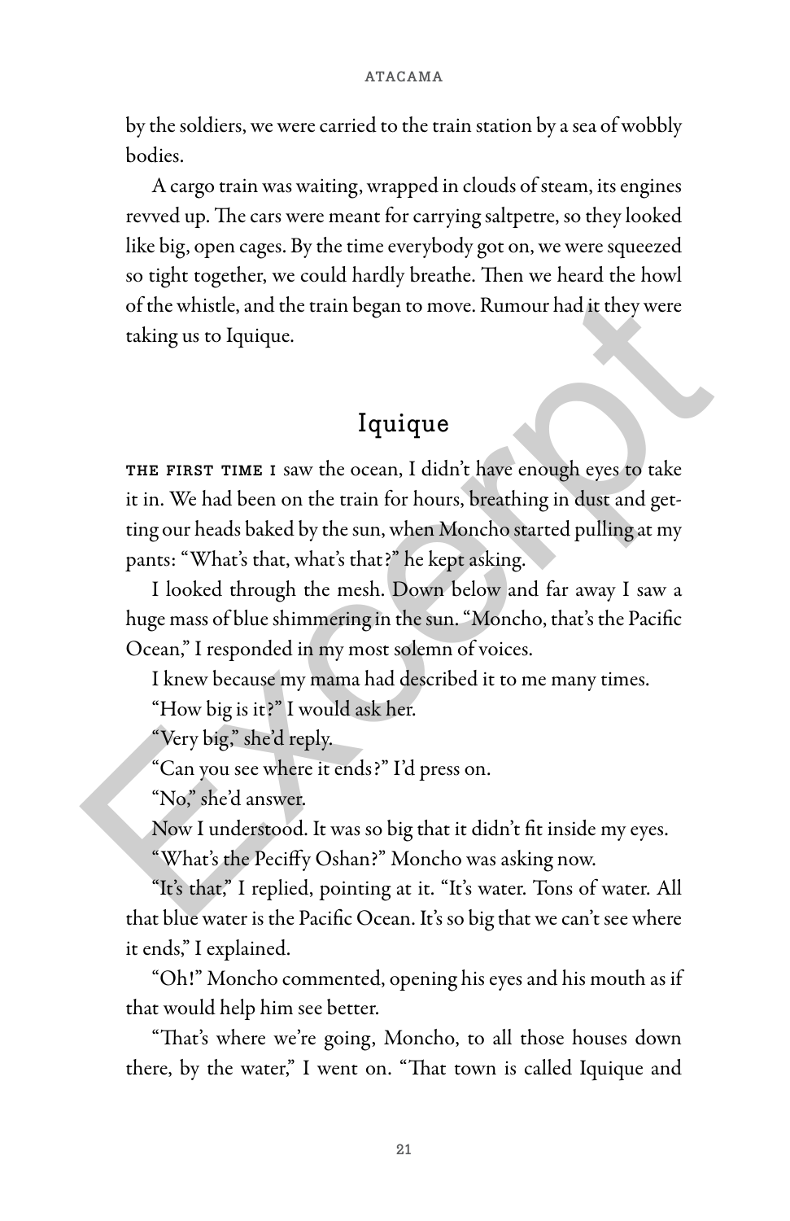by the soldiers, we were carried to the train station by a sea of wobbly bodies.

A cargo train was waiting, wrapped in clouds of steam, its engines revved up. The cars were meant for carrying saltpetre, so they looked like big, open cages. By the time everybody got on, we were squeezed so tight together, we could hardly breathe. Then we heard the howl of the whistle, and the train began to move. Rumour had it they were taking us to Iquique.

## Iquique

THE FIRST TIME I saw the ocean, I didn't have enough eyes to take it in. We had been on the train for hours, breathing in dust and getting our heads baked by the sun, when Moncho started pulling at my pants: "What's that, what's that?" he kept asking.

I looked through the mesh. Down below and far away I saw a huge mass of blue shimmering in the sun. "Moncho, that's the Pacific Ocean," I responded in my most solemn of voices.

I knew because my mama had described it to me many times.

"How big is it?" I would ask her.

"Very big," she'd reply.

"Can you see where it ends?" I'd press on.

"No," she'd answer.

Now I understood. It was so big that it didn't fit inside my eyes.

"What's the Peciffy Oshan?" Moncho was asking now.

"It's that," I replied, pointing at it. "It's water. Tons of water. All that blue water is the Pacific Ocean. It's so big that we can't see where it ends," I explained.

"Oh!" Moncho commented, opening his eyes and his mouth as if that would help him see better.

"That's where we're going, Moncho, to all those houses down there, by the water," I went on. "That town is called Iquique and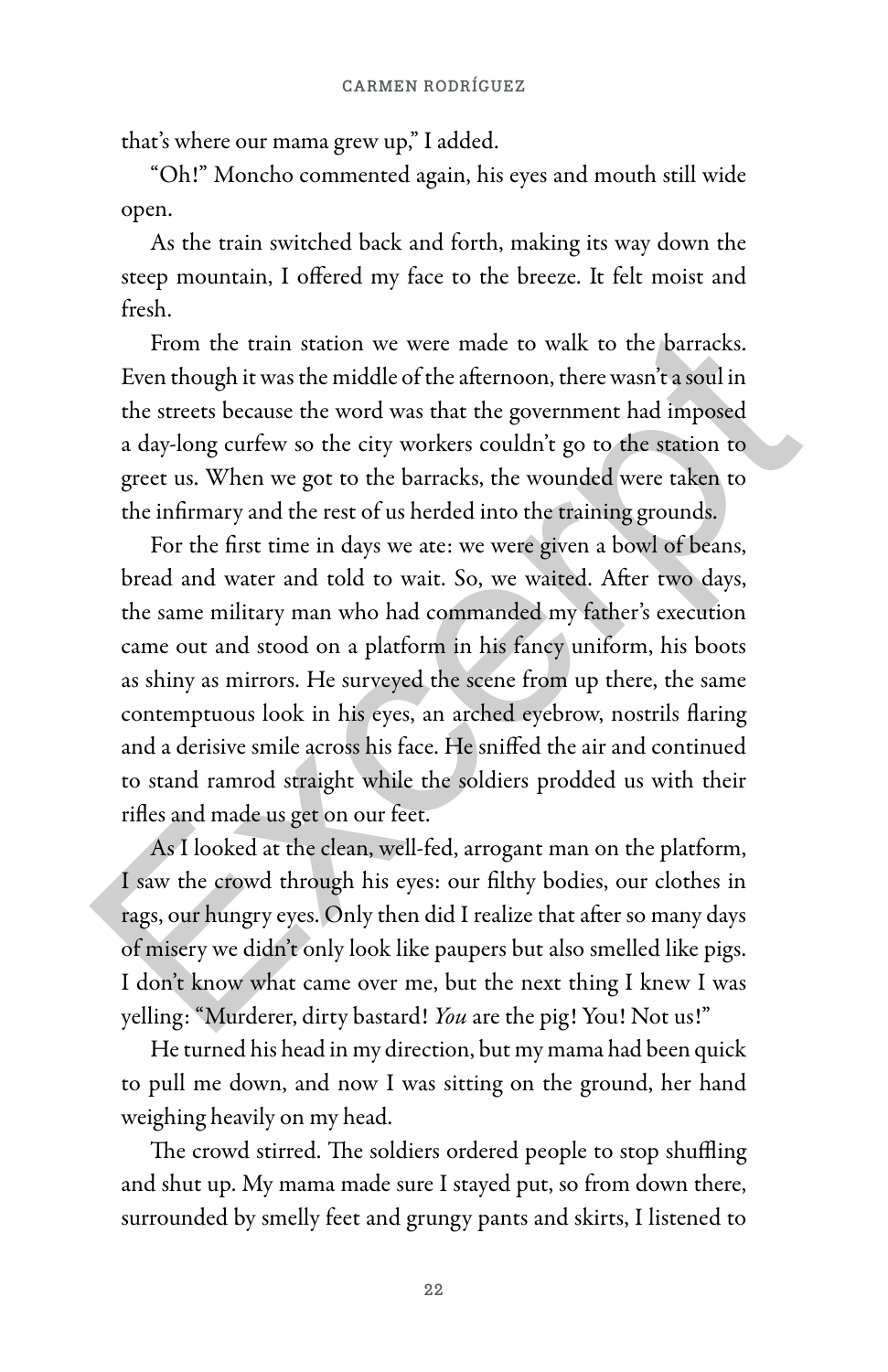that's where our mama grew up," I added.

"Oh!" Moncho commented again, his eyes and mouth still wide open.

As the train switched back and forth, making its way down the steep mountain, I offered my face to the breeze. It felt moist and fresh.

From the train station we were made to walk to the barracks. Even though it was the middle of the afternoon, there wasn't a soul in the streets because the word was that the government had imposed a day-long curfew so the city workers couldn't go to the station to greet us. When we got to the barracks, the wounded were taken to the infirmary and the rest of us herded into the training grounds.

For the first time in days we ate: we were given a bowl of beans, bread and water and told to wait. So, we waited. After two days, the same military man who had commanded my father's execution came out and stood on a platform in his fancy uniform, his boots as shiny as mirrors. He surveyed the scene from up there, the same contemptuous look in his eyes, an arched eyebrow, nostrils flaring and a derisive smile across his face. He sniffed the air and continued to stand ramrod straight while the soldiers prodded us with their rifles and made us get on our feet.

As I looked at the clean, well-fed, arrogant man on the platform, I saw the crowd through his eyes: our filthy bodies, our clothes in rags, our hungry eyes. Only then did I realize that after so many days of misery we didn't only look like paupers but also smelled like pigs. I don't know what came over me, but the next thing I knew I was yelling: "Murderer, dirty bastard! *You* are the pig! You! Not us!"

He turned his head in my direction, but my mama had been quick to pull me down, and now I was sitting on the ground, her hand weighing heavily on my head.

The crowd stirred. The soldiers ordered people to stop shuffling and shut up. My mama made sure I stayed put, so from down there, surrounded by smelly feet and grungy pants and skirts, I listened to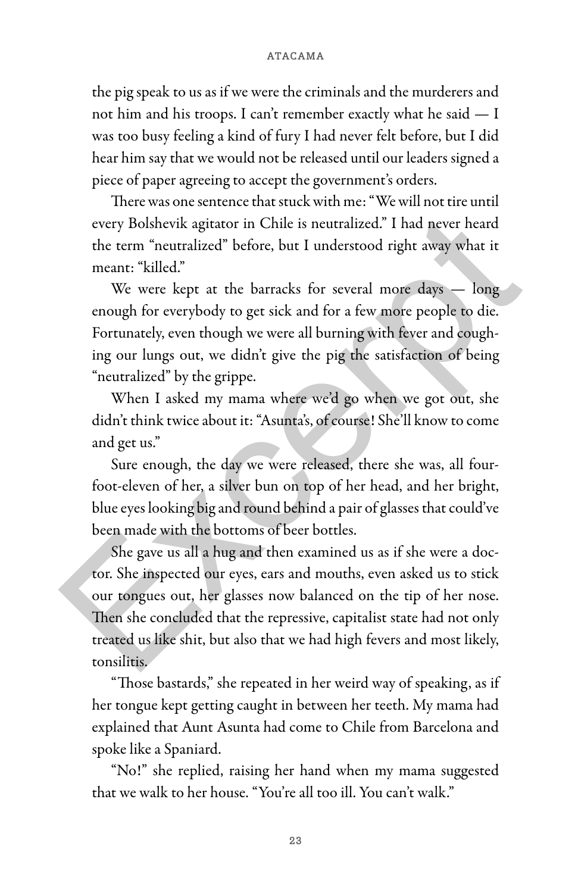the pig speak to us as if we were the criminals and the murderers and not him and his troops. I can't remember exactly what he said — I was too busy feeling a kind of fury I had never felt before, but I did hear him say that we would not be released until our leaders signed a piece of paper agreeing to accept the government's orders.

There was one sentence that stuck with me: "We will not tire until every Bolshevik agitator in Chile is neutralized." I had never heard the term "neutralized" before, but I understood right away what it meant: "killed."

We were kept at the barracks for several more days — long enough for everybody to get sick and for a few more people to die. Fortunately, even though we were all burning with fever and coughing our lungs out, we didn't give the pig the satisfaction of being "neutralized" by the grippe.

When I asked my mama where we'd go when we got out, she didn't think twice about it: "Asunta's, of course! She'll know to come and get us."

Sure enough, the day we were released, there she was, all four-foot-eleven of her, a silver bun on top of her head, and her bright, blue eyes looking big and round behind a pair of glasses that could've been made with the bottoms of beer bottles.

She gave us all a hug and then examined us as if she were a doctor. She inspected our eyes, ears and mouths, even asked us to stick our tongues out, her glasses now balanced on the tip of her nose. Then she concluded that the repressive, capitalist state had not only treated us like shit, but also that we had high fevers and most likely, tonsilitis.

"Those bastards," she repeated in her weird way of speaking, as if her tongue kept getting caught in between her teeth. My mama had explained that Aunt Asunta had come to Chile from Barcelona and spoke like a Spaniard.

"No!" she replied, raising her hand when my mama suggested that we walk to her house. "You're all too ill. You can't walk."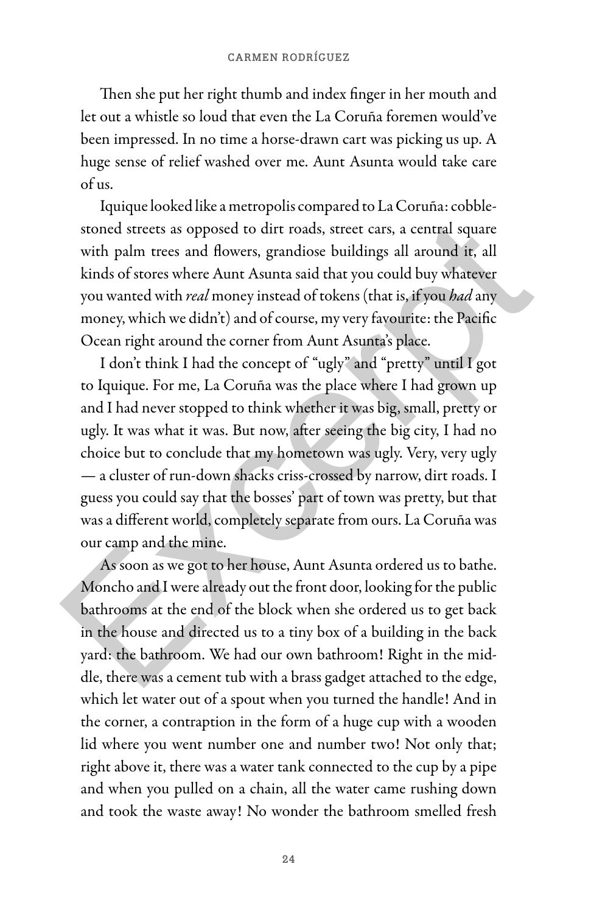Then she put her right thumb and index finger in her mouth and let out a whistle so loud that even the La Coruña foremen would've been impressed. In no time a horse-drawn cart was picking us up. A huge sense of relief washed over me. Aunt Asunta would take care of us.

Iquique looked like a metropolis compared to La Coruña: cobblestoned streets as opposed to dirt roads, street cars, a central square with palm trees and flowers, grandiose buildings all around it, all kinds of stores where Aunt Asunta said that you could buy whatever you wanted with *real* money instead of tokens (that is, if you *had* any money, which we didn't) and of course, my very favourite: the Pacific Ocean right around the corner from Aunt Asunta's place.

I don't think I had the concept of "ugly" and "pretty" until I got to Iquique. For me, La Coruña was the place where I had grown up and I had never stopped to think whether it was big, small, pretty or ugly. It was what it was. But now, after seeing the big city, I had no choice but to conclude that my hometown was ugly. Very, very ugly — a cluster of run-down shacks criss-crossed by narrow, dirt roads. I guess you could say that the bosses' part of town was pretty, but that was a different world, completely separate from ours. La Coruña was our camp and the mine.

As soon as we got to her house, Aunt Asunta ordered us to bathe. Moncho and I were already out the front door, looking for the public bathrooms at the end of the block when she ordered us to get back in the house and directed us to a tiny box of a building in the back yard: the bathroom. We had our own bathroom! Right in the middle, there was a cement tub with a brass gadget attached to the edge, which let water out of a spout when you turned the handle! And in the corner, a contraption in the form of a huge cup with a wooden lid where you went number one and number two! Not only that; right above it, there was a water tank connected to the cup by a pipe and when you pulled on a chain, all the water came rushing down and took the waste away! No wonder the bathroom smelled fresh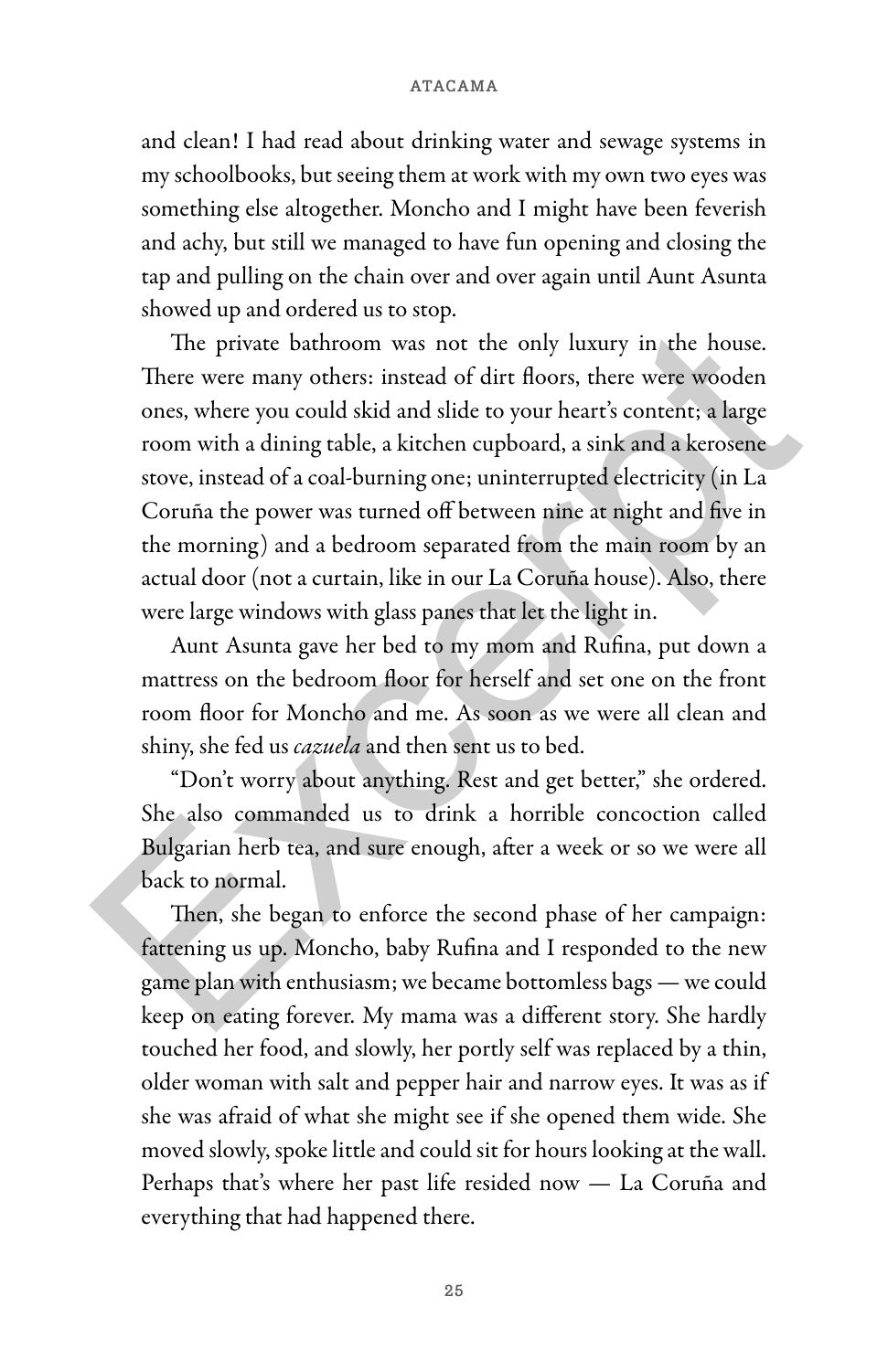and clean! I had read about drinking water and sewage systems in my schoolbooks, but seeing them at work with my own two eyes was something else altogether. Moncho and I might have been feverish and achy, but still we managed to have fun opening and closing the tap and pulling on the chain over and over again until Aunt Asunta showed up and ordered us to stop.

The private bathroom was not the only luxury in the house. There were many others: instead of dirt floors, there were wooden ones, where you could skid and slide to your heart's content; a large room with a dining table, a kitchen cupboard, a sink and a kerosene stove, instead of a coal-burning one; uninterrupted electricity (in La Coruña the power was turned off between nine at night and five in the morning) and a bedroom separated from the main room by an actual door (not a curtain, like in our La Coruña house). Also, there were large windows with glass panes that let the light in.

Aunt Asunta gave her bed to my mom and Rufina, put down a mattress on the bedroom floor for herself and set one on the front room floor for Moncho and me. As soon as we were all clean and shiny, she fed us *cazuela* and then sent us to bed.

"Don't worry about anything. Rest and get better," she ordered. She also commanded us to drink a horrible concoction called Bulgarian herb tea, and sure enough, after a week or so we were all back to normal.

Then, she began to enforce the second phase of her campaign: fattening us up. Moncho, baby Rufina and I responded to the new game plan with enthusiasm; we became bottomless bags — we could keep on eating forever. My mama was a different story. She hardly touched her food, and slowly, her portly self was replaced by a thin, older woman with salt and pepper hair and narrow eyes. It was as if she was afraid of what she might see if she opened them wide. She moved slowly, spoke little and could sit for hours looking at the wall. Perhaps that's where her past life resided now — La Coruña and everything that had happened there.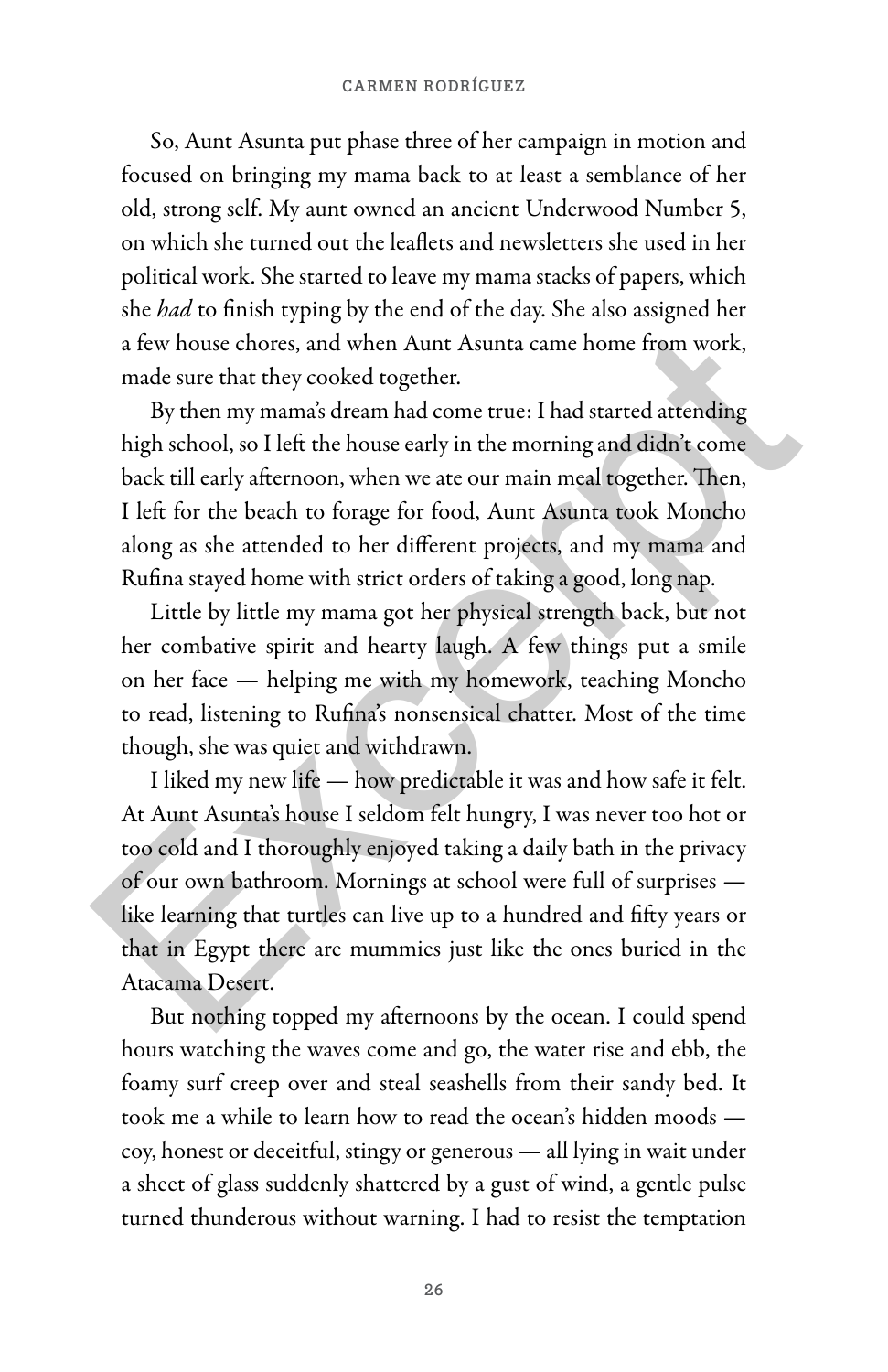So, Aunt Asunta put phase three of her campaign in motion and focused on bringing my mama back to at least a semblance of her old, strong self. My aunt owned an ancient Underwood Number 5, on which she turned out the leaflets and newsletters she used in her political work. She started to leave my mama stacks of papers, which she *had* to finish typing by the end of the day. She also assigned her a few house chores, and when Aunt Asunta came home from work, made sure that they cooked together.

By then my mama's dream had come true: I had started attending high school, so I left the house early in the morning and didn't come back till early afternoon, when we ate our main meal together. Then, I left for the beach to forage for food, Aunt Asunta took Moncho along as she attended to her different projects, and my mama and Rufina stayed home with strict orders of taking a good, long nap.

Little by little my mama got her physical strength back, but not her combative spirit and hearty laugh. A few things put a smile on her face — helping me with my homework, teaching Moncho to read, listening to Rufina's nonsensical chatter. Most of the time though, she was quiet and withdrawn.

I liked my new life — how predictable it was and how safe it felt. At Aunt Asunta's house I seldom felt hungry, I was never too hot or too cold and I thoroughly enjoyed taking a daily bath in the privacy of our own bathroom. Mornings at school were full of surprises — like learning that turtles can live up to a hundred and fifty years or that in Egypt there are mummies just like the ones buried in the Atacama Desert.

But nothing topped my afternoons by the ocean. I could spend hours watching the waves come and go, the water rise and ebb, the foamy surf creep over and steal seashells from their sandy bed. It took me a while to learn how to read the ocean's hidden moods — coy, honest or deceitful, stingy or generous — all lying in wait under a sheet of glass suddenly shattered by a gust of wind, a gentle pulse turned thunderous without warning. I had to resist the temptation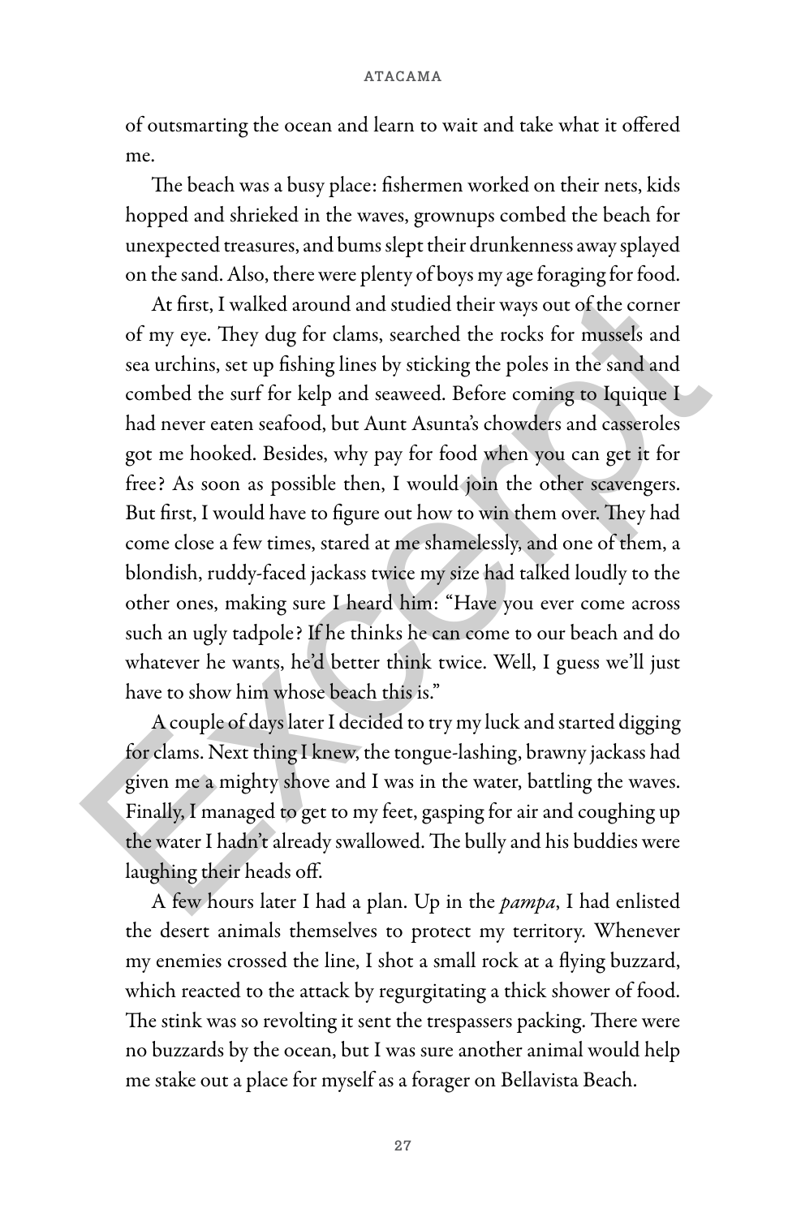of outsmarting the ocean and learn to wait and take what it offered me.

The beach was a busy place: fishermen worked on their nets, kids hopped and shrieked in the waves, grownups combed the beach for unexpected treasures, and bums slept their drunkenness away splayed on the sand. Also, there were plenty of boys my age foraging for food.

At first, I walked around and studied their ways out of the corner of my eye. They dug for clams, searched the rocks for mussels and sea urchins, set up fishing lines by sticking the poles in the sand and combed the surf for kelp and seaweed. Before coming to Iquique I had never eaten seafood, but Aunt Asunta's chowders and casseroles got me hooked. Besides, why pay for food when you can get it for free? As soon as possible then, I would join the other scavengers. But first, I would have to figure out how to win them over. They had come close a few times, stared at me shamelessly, and one of them, a blondish, ruddy-faced jackass twice my size had talked loudly to the other ones, making sure I heard him: "Have you ever come across such an ugly tadpole? If he thinks he can come to our beach and do whatever he wants, he'd better think twice. Well, I guess we'll just have to show him whose beach this is."

A couple of days later I decided to try my luck and started digging for clams. Next thing I knew, the tongue-lashing, brawny jackass had given me a mighty shove and I was in the water, battling the waves. Finally, I managed to get to my feet, gasping for air and coughing up the water I hadn't already swallowed. The bully and his buddies were laughing their heads off.

A few hours later I had a plan. Up in the *pampa*, I had enlisted the desert animals themselves to protect my territory. Whenever my enemies crossed the line, I shot a small rock at a flying buzzard, which reacted to the attack by regurgitating a thick shower of food. The stink was so revolting it sent the trespassers packing. There were no buzzards by the ocean, but I was sure another animal would help me stake out a place for myself as a forager on Bellavista Beach.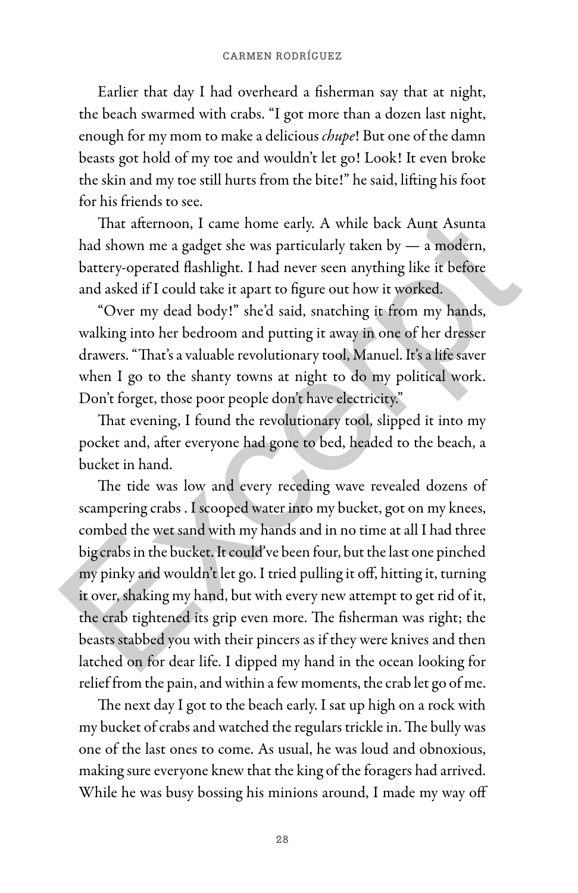Earlier that day I had overheard a fisherman say that at night, the beach swarmed with crabs. "I got more than a dozen last night, enough for my mom to make a delicious *chupe*! But one of the damn beasts got hold of my toe and wouldn't let go! Look! It even broke the skin and my toe still hurts from the bite!" he said, lifting his foot for his friends to see.

That afternoon, I came home early. A while back Aunt Asunta had shown me a gadget she was particularly taken by — a modern, battery-operated flashlight. I had never seen anything like it before and asked if I could take it apart to figure out how it worked.

"Over my dead body!" she'd said, snatching it from my hands, walking into her bedroom and putting it away in one of her dresser drawers. "That's a valuable revolutionary tool, Manuel. It's a life saver when I go to the shanty towns at night to do my political work. Don't forget, those poor people don't have electricity."

That evening, I found the revolutionary tool, slipped it into my pocket and, after everyone had gone to bed, headed to the beach, a bucket in hand.

The tide was low and every receding wave revealed dozens of scampering crabs . I scooped water into my bucket, got on my knees, combed the wet sand with my hands and in no time at all I had three big crabs in the bucket. It could've been four, but the last one pinched my pinky and wouldn't let go. I tried pulling it off, hitting it, turning it over, shaking my hand, but with every new attempt to get rid of it, the crab tightened its grip even more. The fisherman was right; the beasts stabbed you with their pincers as if they were knives and then latched on for dear life. I dipped my hand in the ocean looking for relief from the pain, and within a few moments, the crab let go of me.

The next day I got to the beach early. I sat up high on a rock with my bucket of crabs and watched the regulars trickle in. The bully was one of the last ones to come. As usual, he was loud and obnoxious, making sure everyone knew that the king of the foragers had arrived. While he was busy bossing his minions around, I made my way off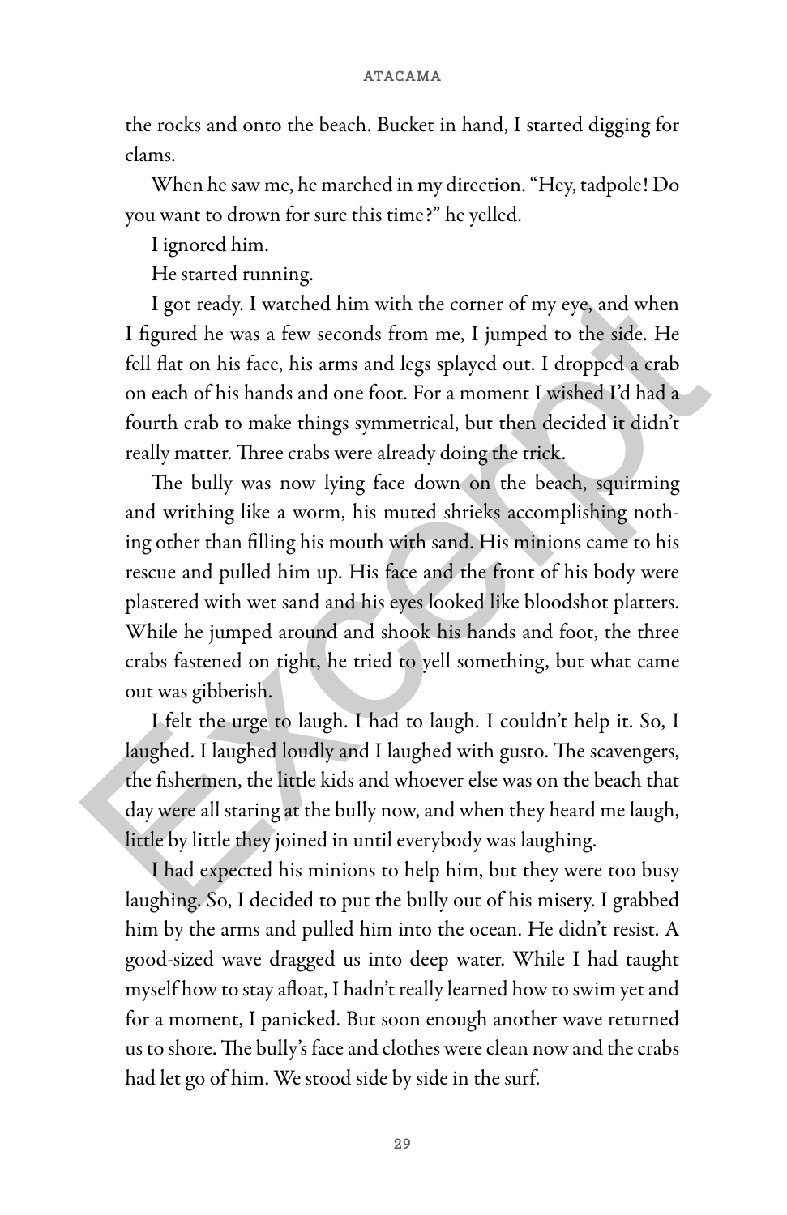the rocks and onto the beach. Bucket in hand, I started digging for clams.

When he saw me, he marched in my direction. "Hey, tadpole! Do you want to drown for sure this time?" he yelled.

I ignored him.

He started running.

I got ready. I watched him with the corner of my eye, and when I figured he was a few seconds from me, I jumped to the side. He fell flat on his face, his arms and legs splayed out. I dropped a crab on each of his hands and one foot. For a moment I wished I'd had a fourth crab to make things symmetrical, but then decided it didn't really matter. Three crabs were already doing the trick.

The bully was now lying face down on the beach, squirming and writhing like a worm, his muted shrieks accomplishing nothing other than filling his mouth with sand. His minions came to his rescue and pulled him up. His face and the front of his body were plastered with wet sand and his eyes looked like bloodshot platters. While he jumped around and shook his hands and foot, the three crabs fastened on tight, he tried to yell something, but what came out was gibberish.

I felt the urge to laugh. I had to laugh. I couldn't help it. So, I laughed. I laughed loudly and I laughed with gusto. The scavengers, the fishermen, the little kids and whoever else was on the beach that day were all staring at the bully now, and when they heard me laugh, little by little they joined in until everybody was laughing.

I had expected his minions to help him, but they were too busy laughing. So, I decided to put the bully out of his misery. I grabbed him by the arms and pulled him into the ocean. He didn't resist. A good-sized wave dragged us into deep water. While I had taught myself how to stay afloat, I hadn't really learned how to swim yet and for a moment, I panicked. But soon enough another wave returned us to shore. The bully's face and clothes were clean now and the crabs had let go of him. We stood side by side in the surf.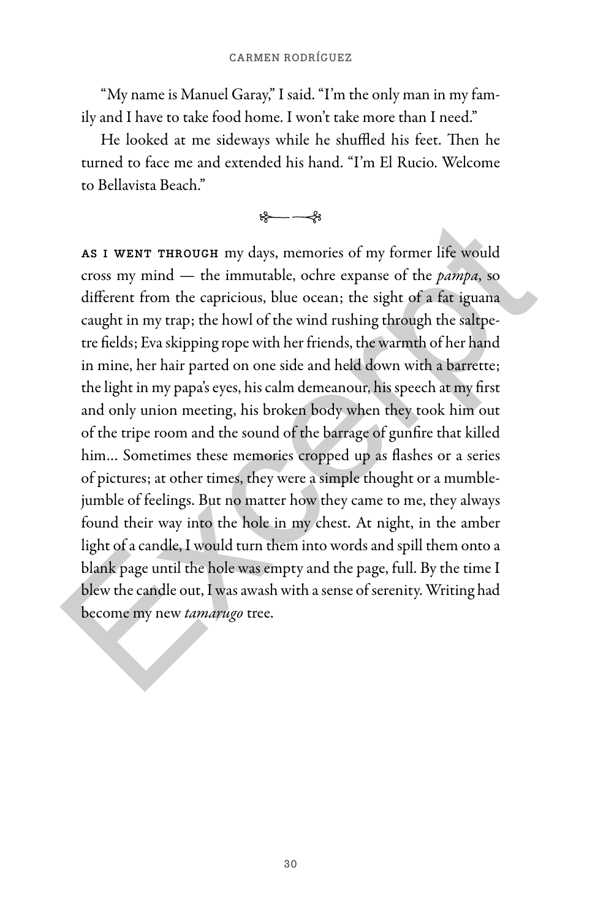"My name is Manuel Garay," I said. "I'm the only man in my family and I have to take food home. I won't take more than I need."

He looked at me sideways while he shuffled his feet. Then he turned to face me and extended his hand. "I'm El Rucio. Welcome to Bellavista Beach."

---

AS I WENT THROUGH my days, memories of my former life would cross my mind — the immutable, ochre expanse of the *pampa*, so different from the capricious, blue ocean; the sight of a fat iguana caught in my trap; the howl of the wind rushing through the saltpetre fields; Eva skipping rope with her friends, the warmth of her hand in mine, her hair parted on one side and held down with a barrette; the light in my papa's eyes, his calm demeanour, his speech at my first and only union meeting, his broken body when they took him out of the tripe room and the sound of the barrage of gunfire that killed him... Sometimes these memories cropped up as flashes or a series of pictures; at other times, they were a simple thought or a mumble-jumble of feelings. But no matter how they came to me, they always found their way into the hole in my chest. At night, in the amber light of a candle, I would turn them into words and spill them onto a blank page until the hole was empty and the page, full. By the time I blew the candle out, I was awash with a sense of serenity. Writing had become my new *tamarugo* tree.